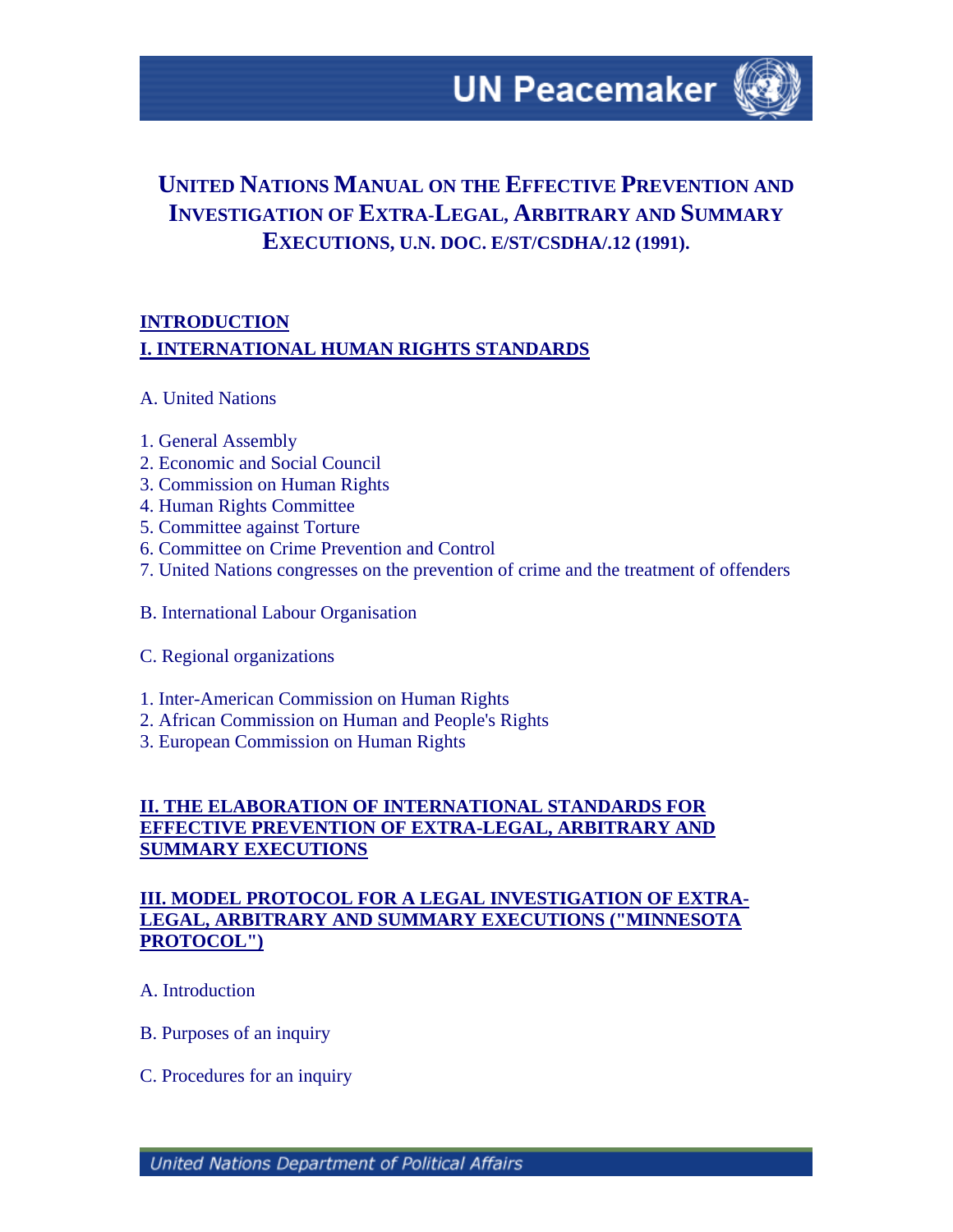# United Nations Manual on the Effective Prevention and Investigation of Extra-Legal, Arbitrary and Summary Executions, U.N. Doc. E/ST/CSDHA/.12 (1991).

**INTRODUCTION**

**I. INTERNATIONAL HUMAN RIGHTS STANDARDS**

A. United Nations

1. General Assembly
2. Economic and Social Council
3. Commission on Human Rights
4. Human Rights Committee
5. Committee against Torture
6. Committee on Crime Prevention and Control
7. United Nations congresses on the prevention of crime and the treatment of offenders

B. International Labour Organisation

C. Regional organizations

1. Inter-American Commission on Human Rights
2. African Commission on Human and People's Rights
3. European Commission on Human Rights

**II. THE ELABORATION OF INTERNATIONAL STANDARDS FOR EFFECTIVE PREVENTION OF EXTRA-LEGAL, ARBITRARY AND SUMMARY EXECUTIONS**

**III. MODEL PROTOCOL FOR A LEGAL INVESTIGATION OF EXTRA-LEGAL, ARBITRARY AND SUMMARY EXECUTIONS ("MINNESOTA PROTOCOL")**

A. Introduction

B. Purposes of an inquiry

C. Procedures for an inquiry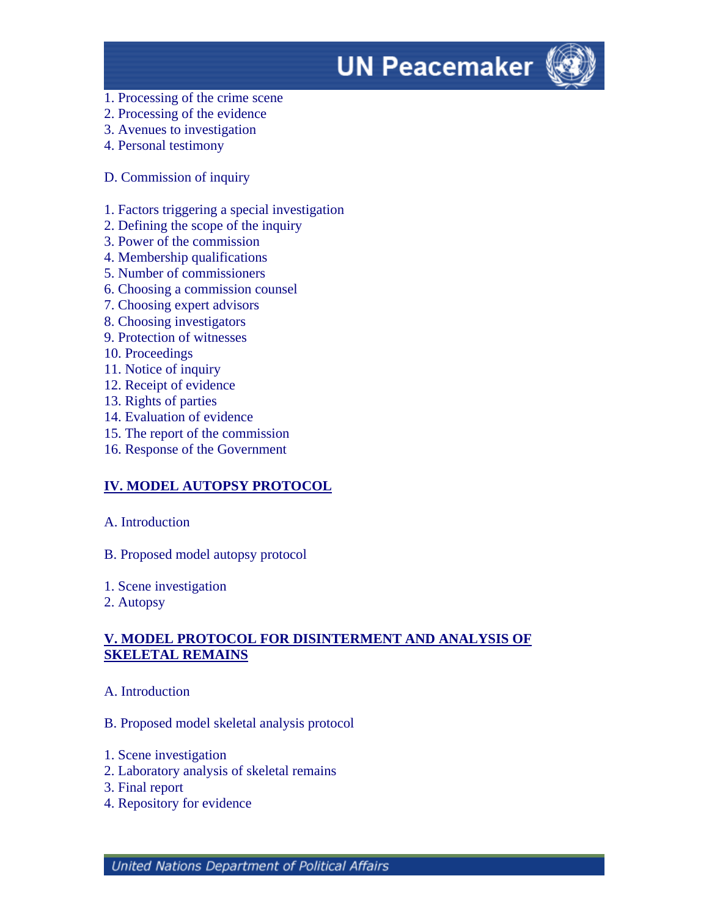1. Processing of the crime scene
2. Processing of the evidence
3. Avenues to investigation
4. Personal testimony

D. Commission of inquiry

1. Factors triggering a special investigation
2. Defining the scope of the inquiry
3. Power of the commission
4. Membership qualifications
5. Number of commissioners
6. Choosing a commission counsel
7. Choosing expert advisors
8. Choosing investigators
9. Protection of witnesses
10. Proceedings
11. Notice of inquiry
12. Receipt of evidence
13. Rights of parties
14. Evaluation of evidence
15. The report of the commission
16. Response of the Government

## IV. MODEL AUTOPSY PROTOCOL

A. Introduction

B. Proposed model autopsy protocol

1. Scene investigation
2. Autopsy

## V. MODEL PROTOCOL FOR DISINTERMENT AND ANALYSIS OF SKELETAL REMAINS

A. Introduction

B. Proposed model skeletal analysis protocol

1. Scene investigation
2. Laboratory analysis of skeletal remains
3. Final report
4. Repository for evidence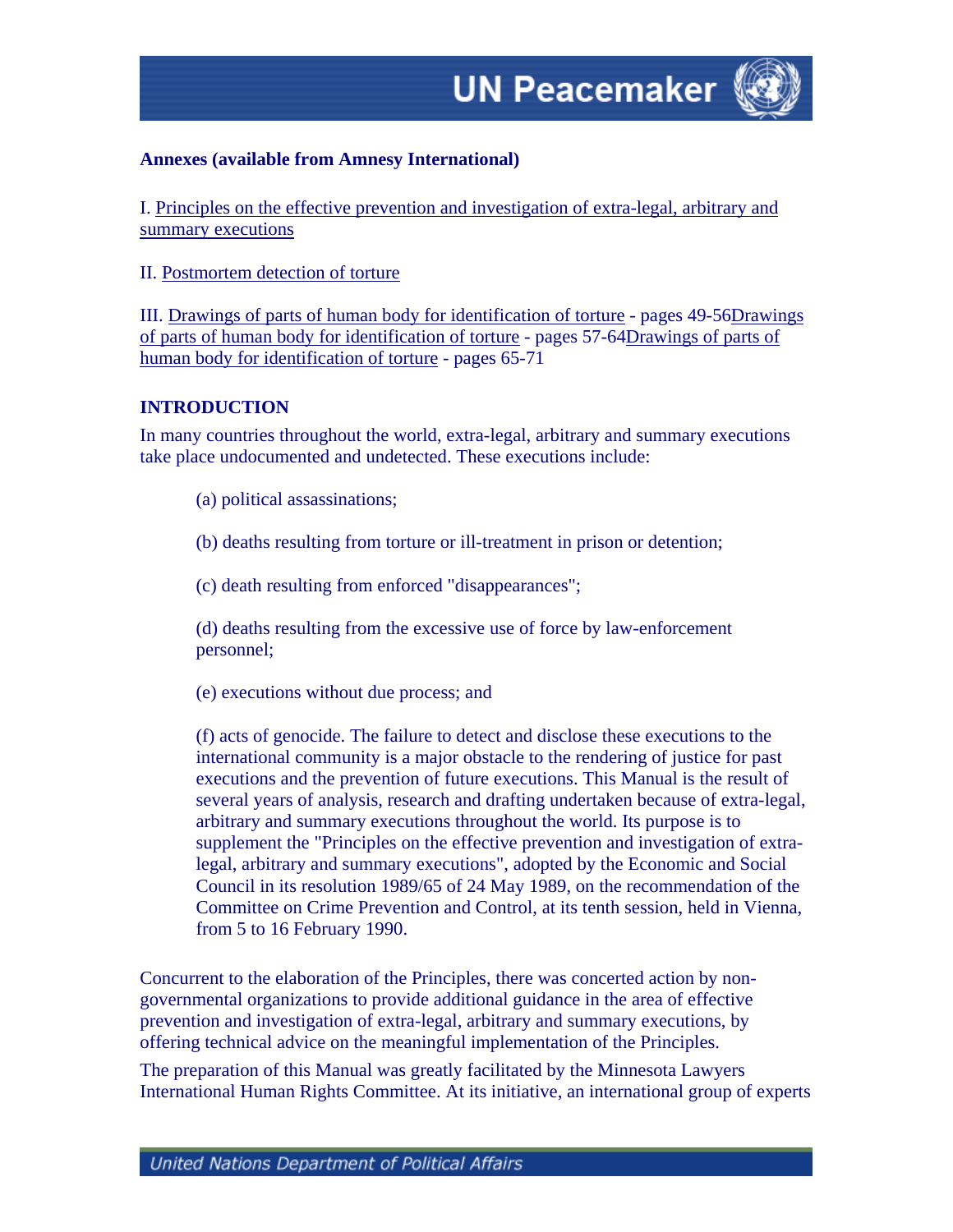**Annexes (available from Amnesy International)**

I. Principles on the effective prevention and investigation of extra-legal, arbitrary and summary executions

II. Postmortem detection of torture

III. Drawings of parts of human body for identification of torture - pages 49-56Drawings of parts of human body for identification of torture - pages 57-64Drawings of parts of human body for identification of torture - pages 65-71

## INTRODUCTION

In many countries throughout the world, extra-legal, arbitrary and summary executions take place undocumented and undetected. These executions include:

(a) political assassinations;

(b) deaths resulting from torture or ill-treatment in prison or detention;

(c) death resulting from enforced "disappearances";

(d) deaths resulting from the excessive use of force by law-enforcement personnel;

(e) executions without due process; and

(f) acts of genocide. The failure to detect and disclose these executions to the international community is a major obstacle to the rendering of justice for past executions and the prevention of future executions. This Manual is the result of several years of analysis, research and drafting undertaken because of extra-legal, arbitrary and summary executions throughout the world. Its purpose is to supplement the "Principles on the effective prevention and investigation of extra-legal, arbitrary and summary executions", adopted by the Economic and Social Council in its resolution 1989/65 of 24 May 1989, on the recommendation of the Committee on Crime Prevention and Control, at its tenth session, held in Vienna, from 5 to 16 February 1990.

Concurrent to the elaboration of the Principles, there was concerted action by non-governmental organizations to provide additional guidance in the area of effective prevention and investigation of extra-legal, arbitrary and summary executions, by offering technical advice on the meaningful implementation of the Principles.

The preparation of this Manual was greatly facilitated by the Minnesota Lawyers International Human Rights Committee. At its initiative, an international group of experts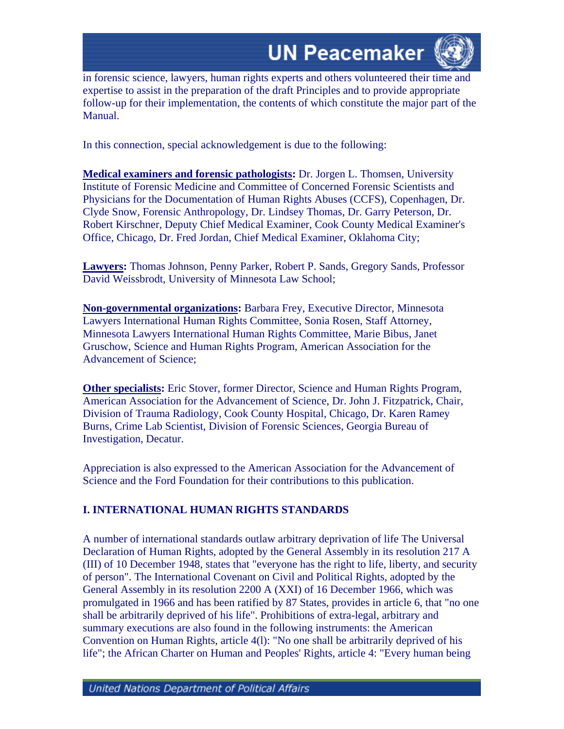in forensic science, lawyers, human rights experts and others volunteered their time and expertise to assist in the preparation of the draft Principles and to provide appropriate follow-up for their implementation, the contents of which constitute the major part of the Manual.

In this connection, special acknowledgement is due to the following:

**Medical examiners and forensic pathologists:** Dr. Jorgen L. Thomsen, University Institute of Forensic Medicine and Committee of Concerned Forensic Scientists and Physicians for the Documentation of Human Rights Abuses (CCFS), Copenhagen, Dr. Clyde Snow, Forensic Anthropology, Dr. Lindsey Thomas, Dr. Garry Peterson, Dr. Robert Kirschner, Deputy Chief Medical Examiner, Cook County Medical Examiner's Office, Chicago, Dr. Fred Jordan, Chief Medical Examiner, Oklahoma City;

**Lawyers:** Thomas Johnson, Penny Parker, Robert P. Sands, Gregory Sands, Professor David Weissbrodt, University of Minnesota Law School;

**Non-governmental organizations:** Barbara Frey, Executive Director, Minnesota Lawyers International Human Rights Committee, Sonia Rosen, Staff Attorney, Minnesota Lawyers International Human Rights Committee, Marie Bibus, Janet Gruschow, Science and Human Rights Program, American Association for the Advancement of Science;

**Other specialists:** Eric Stover, former Director, Science and Human Rights Program, American Association for the Advancement of Science, Dr. John J. Fitzpatrick, Chair, Division of Trauma Radiology, Cook County Hospital, Chicago, Dr. Karen Ramey Burns, Crime Lab Scientist, Division of Forensic Sciences, Georgia Bureau of Investigation, Decatur.

Appreciation is also expressed to the American Association for the Advancement of Science and the Ford Foundation for their contributions to this publication.

## I. INTERNATIONAL HUMAN RIGHTS STANDARDS

A number of international standards outlaw arbitrary deprivation of life The Universal Declaration of Human Rights, adopted by the General Assembly in its resolution 217 A (III) of 10 December 1948, states that "everyone has the right to life, liberty, and security of person". The International Covenant on Civil and Political Rights, adopted by the General Assembly in its resolution 2200 A (XXI) of 16 December 1966, which was promulgated in 1966 and has been ratified by 87 States, provides in article 6, that "no one shall be arbitrarily deprived of his life". Prohibitions of extra-legal, arbitrary and summary executions are also found in the following instruments: the American Convention on Human Rights, article 4(l): "No one shall be arbitrarily deprived of his life"; the African Charter on Human and Peoples' Rights, article 4: "Every human being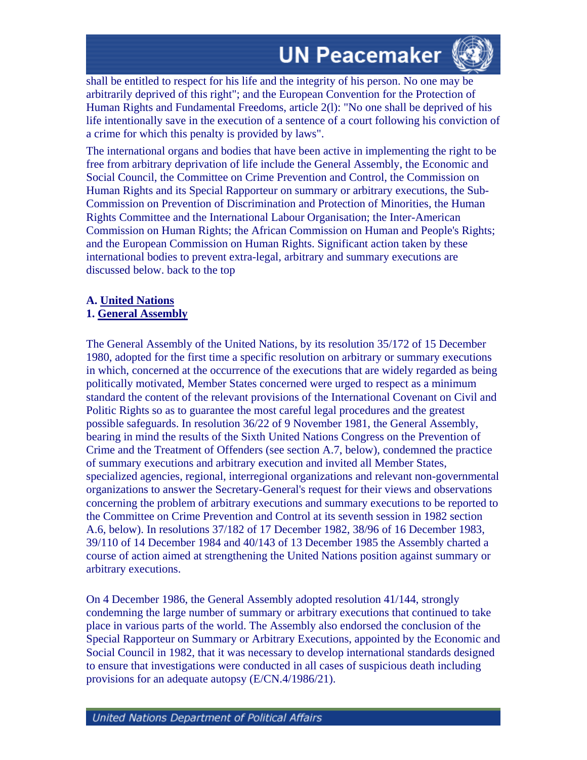shall be entitled to respect for his life and the integrity of his person. No one may be arbitrarily deprived of this right"; and the European Convention for the Protection of Human Rights and Fundamental Freedoms, article 2(l): "No one shall be deprived of his life intentionally save in the execution of a sentence of a court following his conviction of a crime for which this penalty is provided by laws".

The international organs and bodies that have been active in implementing the right to be free from arbitrary deprivation of life include the General Assembly, the Economic and Social Council, the Committee on Crime Prevention and Control, the Commission on Human Rights and its Special Rapporteur on summary or arbitrary executions, the Sub-Commission on Prevention of Discrimination and Protection of Minorities, the Human Rights Committee and the International Labour Organisation; the Inter-American Commission on Human Rights; the African Commission on Human and People's Rights; and the European Commission on Human Rights. Significant action taken by these international bodies to prevent extra-legal, arbitrary and summary executions are discussed below. back to the top

**A. United Nations**
**1. General Assembly**

The General Assembly of the United Nations, by its resolution 35/172 of 15 December 1980, adopted for the first time a specific resolution on arbitrary or summary executions in which, concerned at the occurrence of the executions that are widely regarded as being politically motivated, Member States concerned were urged to respect as a minimum standard the content of the relevant provisions of the International Covenant on Civil and Politic Rights so as to guarantee the most careful legal procedures and the greatest possible safeguards. In resolution 36/22 of 9 November 1981, the General Assembly, bearing in mind the results of the Sixth United Nations Congress on the Prevention of Crime and the Treatment of Offenders (see section A.7, below), condemned the practice of summary executions and arbitrary execution and invited all Member States, specialized agencies, regional, interregional organizations and relevant non-governmental organizations to answer the Secretary-General's request for their views and observations concerning the problem of arbitrary executions and summary executions to be reported to the Committee on Crime Prevention and Control at its seventh session in 1982 section A.6, below). In resolutions 37/182 of 17 December 1982, 38/96 of 16 December 1983, 39/110 of 14 December 1984 and 40/143 of 13 December 1985 the Assembly charted a course of action aimed at strengthening the United Nations position against summary or arbitrary executions.

On 4 December 1986, the General Assembly adopted resolution 41/144, strongly condemning the large number of summary or arbitrary executions that continued to take place in various parts of the world. The Assembly also endorsed the conclusion of the Special Rapporteur on Summary or Arbitrary Executions, appointed by the Economic and Social Council in 1982, that it was necessary to develop international standards designed to ensure that investigations were conducted in all cases of suspicious death including provisions for an adequate autopsy (E/CN.4/1986/21).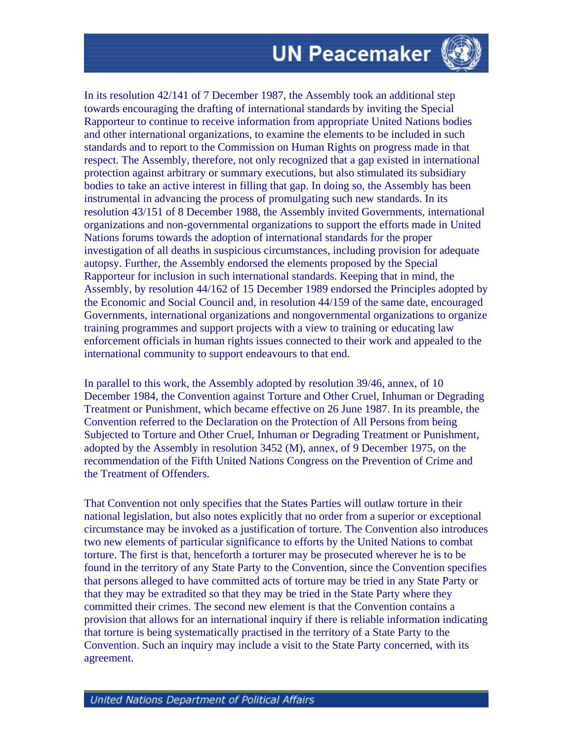In its resolution 42/141 of 7 December 1987, the Assembly took an additional step towards encouraging the drafting of international standards by inviting the Special Rapporteur to continue to receive information from appropriate United Nations bodies and other international organizations, to examine the elements to be included in such standards and to report to the Commission on Human Rights on progress made in that respect. The Assembly, therefore, not only recognized that a gap existed in international protection against arbitrary or summary executions, but also stimulated its subsidiary bodies to take an active interest in filling that gap. In doing so, the Assembly has been instrumental in advancing the process of promulgating such new standards. In its resolution 43/151 of 8 December 1988, the Assembly invited Governments, international organizations and non-governmental organizations to support the efforts made in United Nations forums towards the adoption of international standards for the proper investigation of all deaths in suspicious circumstances, including provision for adequate autopsy. Further, the Assembly endorsed the elements proposed by the Special Rapporteur for inclusion in such international standards. Keeping that in mind, the Assembly, by resolution 44/162 of 15 December 1989 endorsed the Principles adopted by the Economic and Social Council and, in resolution 44/159 of the same date, encouraged Governments, international organizations and nongovernmental organizations to organize training programmes and support projects with a view to training or educating law enforcement officials in human rights issues connected to their work and appealed to the international community to support endeavours to that end.

In parallel to this work, the Assembly adopted by resolution 39/46, annex, of 10 December 1984, the Convention against Torture and Other Cruel, Inhuman or Degrading Treatment or Punishment, which became effective on 26 June 1987. In its preamble, the Convention referred to the Declaration on the Protection of All Persons from being Subjected to Torture and Other Cruel, Inhuman or Degrading Treatment or Punishment, adopted by the Assembly in resolution 3452 (M), annex, of 9 December 1975, on the recommendation of the Fifth United Nations Congress on the Prevention of Crime and the Treatment of Offenders.

That Convention not only specifies that the States Parties will outlaw torture in their national legislation, but also notes explicitly that no order from a superior or exceptional circumstance may be invoked as a justification of torture. The Convention also introduces two new elements of particular significance to efforts by the United Nations to combat torture. The first is that, henceforth a torturer may be prosecuted wherever he is to be found in the territory of any State Party to the Convention, since the Convention specifies that persons alleged to have committed acts of torture may be tried in any State Party or that they may be extradited so that they may be tried in the State Party where they committed their crimes. The second new element is that the Convention contains a provision that allows for an international inquiry if there is reliable information indicating that torture is being systematically practised in the territory of a State Party to the Convention. Such an inquiry may include a visit to the State Party concerned, with its agreement.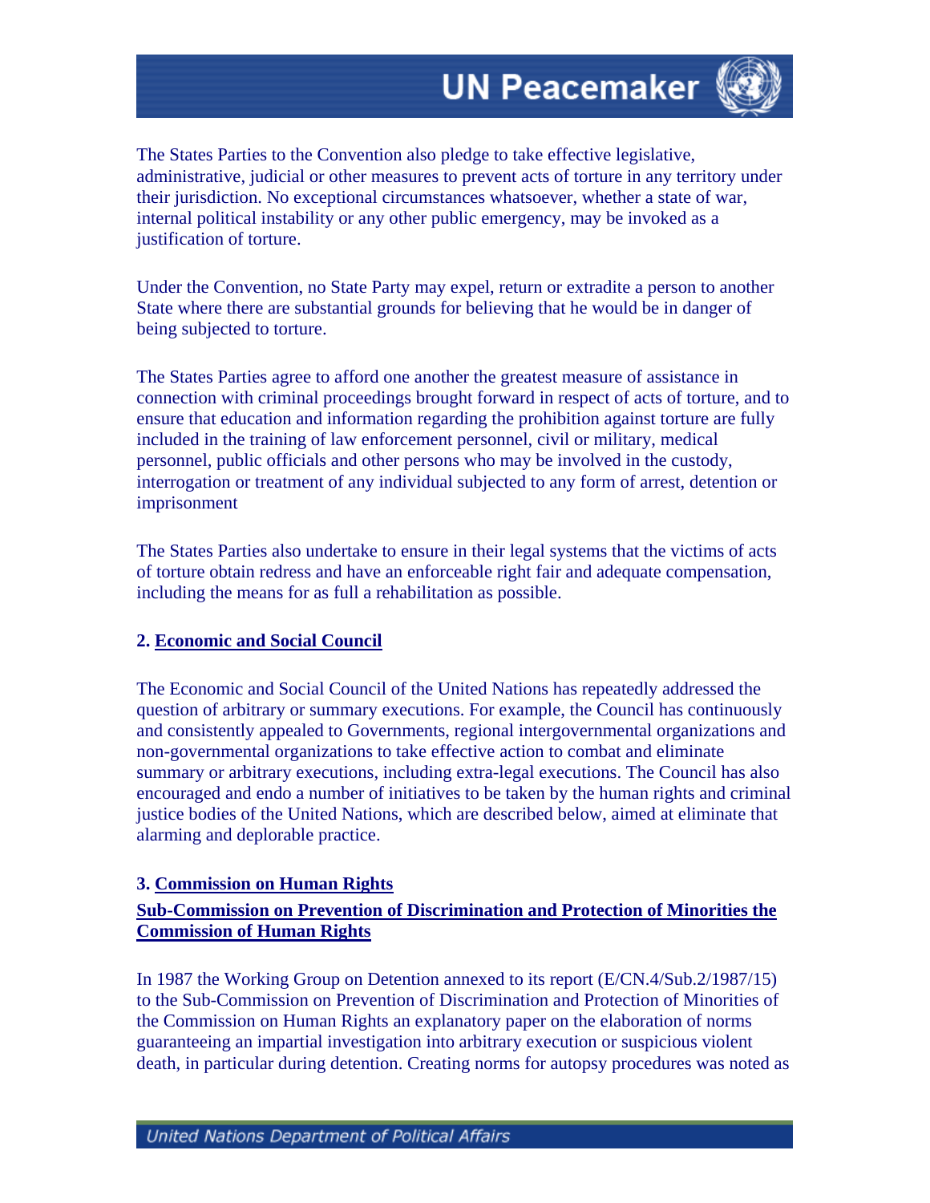The States Parties to the Convention also pledge to take effective legislative, administrative, judicial or other measures to prevent acts of torture in any territory under their jurisdiction. No exceptional circumstances whatsoever, whether a state of war, internal political instability or any other public emergency, may be invoked as a justification of torture.

Under the Convention, no State Party may expel, return or extradite a person to another State where there are substantial grounds for believing that he would be in danger of being subjected to torture.

The States Parties agree to afford one another the greatest measure of assistance in connection with criminal proceedings brought forward in respect of acts of torture, and to ensure that education and information regarding the prohibition against torture are fully included in the training of law enforcement personnel, civil or military, medical personnel, public officials and other persons who may be involved in the custody, interrogation or treatment of any individual subjected to any form of arrest, detention or imprisonment

The States Parties also undertake to ensure in their legal systems that the victims of acts of torture obtain redress and have an enforceable right fair and adequate compensation, including the means for as full a rehabilitation as possible.

**2. Economic and Social Council**

The Economic and Social Council of the United Nations has repeatedly addressed the question of arbitrary or summary executions. For example, the Council has continuously and consistently appealed to Governments, regional intergovernmental organizations and non-governmental organizations to take effective action to combat and eliminate summary or arbitrary executions, including extra-legal executions. The Council has also encouraged and endo a number of initiatives to be taken by the human rights and criminal justice bodies of the United Nations, which are described below, aimed at eliminate that alarming and deplorable practice.

**3. Commission on Human Rights**

**Sub-Commission on Prevention of Discrimination and Protection of Minorities the Commission of Human Rights**

In 1987 the Working Group on Detention annexed to its report (E/CN.4/Sub.2/1987/15) to the Sub-Commission on Prevention of Discrimination and Protection of Minorities of the Commission on Human Rights an explanatory paper on the elaboration of norms guaranteeing an impartial investigation into arbitrary execution or suspicious violent death, in particular during detention. Creating norms for autopsy procedures was noted as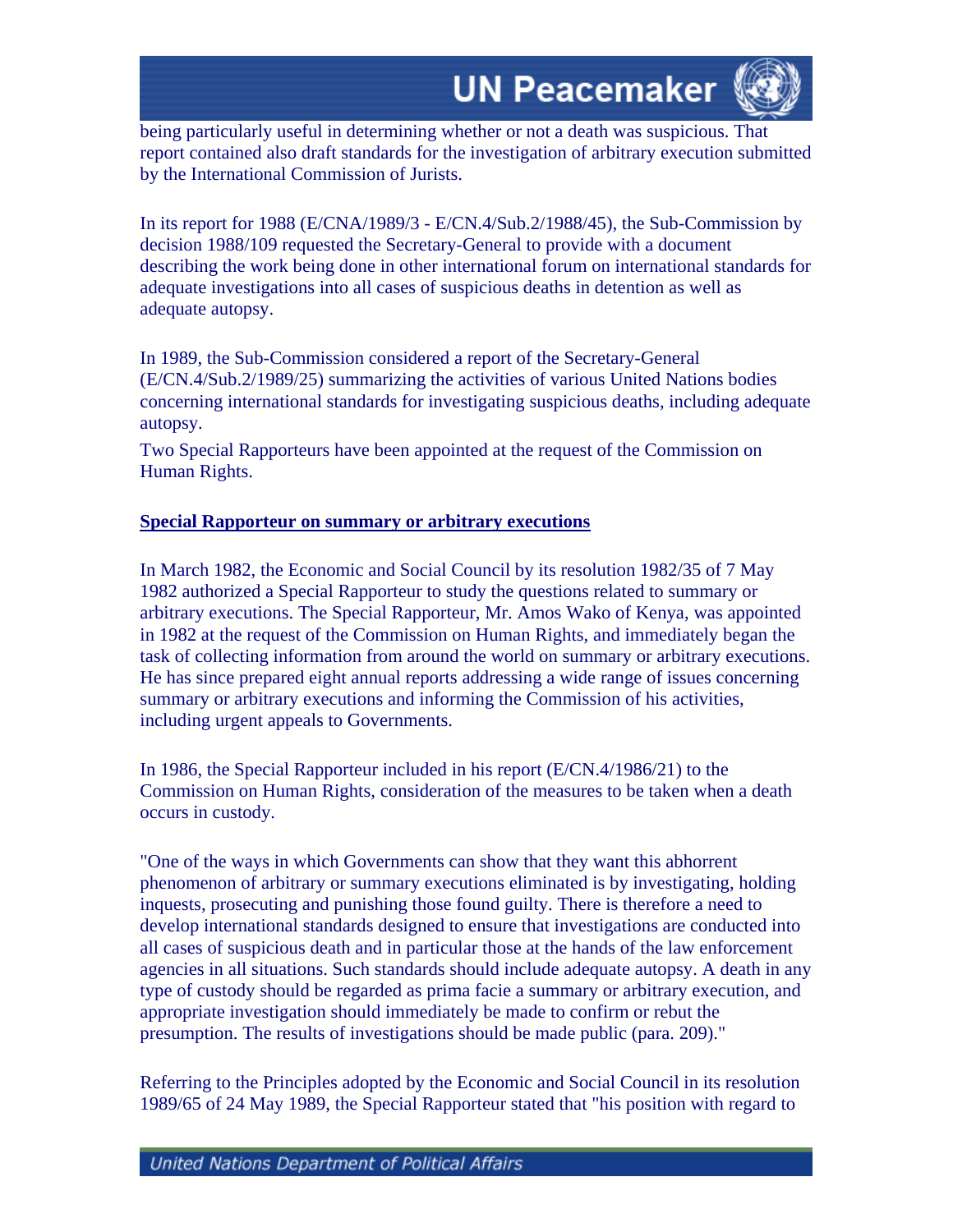being particularly useful in determining whether or not a death was suspicious. That report contained also draft standards for the investigation of arbitrary execution submitted by the International Commission of Jurists.

In its report for 1988 (E/CNA/1989/3 - E/CN.4/Sub.2/1988/45), the Sub-Commission by decision 1988/109 requested the Secretary-General to provide with a document describing the work being done in other international forum on international standards for adequate investigations into all cases of suspicious deaths in detention as well as adequate autopsy.

In 1989, the Sub-Commission considered a report of the Secretary-General (E/CN.4/Sub.2/1989/25) summarizing the activities of various United Nations bodies concerning international standards for investigating suspicious deaths, including adequate autopsy.

Two Special Rapporteurs have been appointed at the request of the Commission on Human Rights.

**Special Rapporteur on summary or arbitrary executions**

In March 1982, the Economic and Social Council by its resolution 1982/35 of 7 May 1982 authorized a Special Rapporteur to study the questions related to summary or arbitrary executions. The Special Rapporteur, Mr. Amos Wako of Kenya, was appointed in 1982 at the request of the Commission on Human Rights, and immediately began the task of collecting information from around the world on summary or arbitrary executions. He has since prepared eight annual reports addressing a wide range of issues concerning summary or arbitrary executions and informing the Commission of his activities, including urgent appeals to Governments.

In 1986, the Special Rapporteur included in his report (E/CN.4/1986/21) to the Commission on Human Rights, consideration of the measures to be taken when a death occurs in custody.

"One of the ways in which Governments can show that they want this abhorrent phenomenon of arbitrary or summary executions eliminated is by investigating, holding inquests, prosecuting and punishing those found guilty. There is therefore a need to develop international standards designed to ensure that investigations are conducted into all cases of suspicious death and in particular those at the hands of the law enforcement agencies in all situations. Such standards should include adequate autopsy. A death in any type of custody should be regarded as prima facie a summary or arbitrary execution, and appropriate investigation should immediately be made to confirm or rebut the presumption. The results of investigations should be made public (para. 209)."

Referring to the Principles adopted by the Economic and Social Council in its resolution 1989/65 of 24 May 1989, the Special Rapporteur stated that "his position with regard to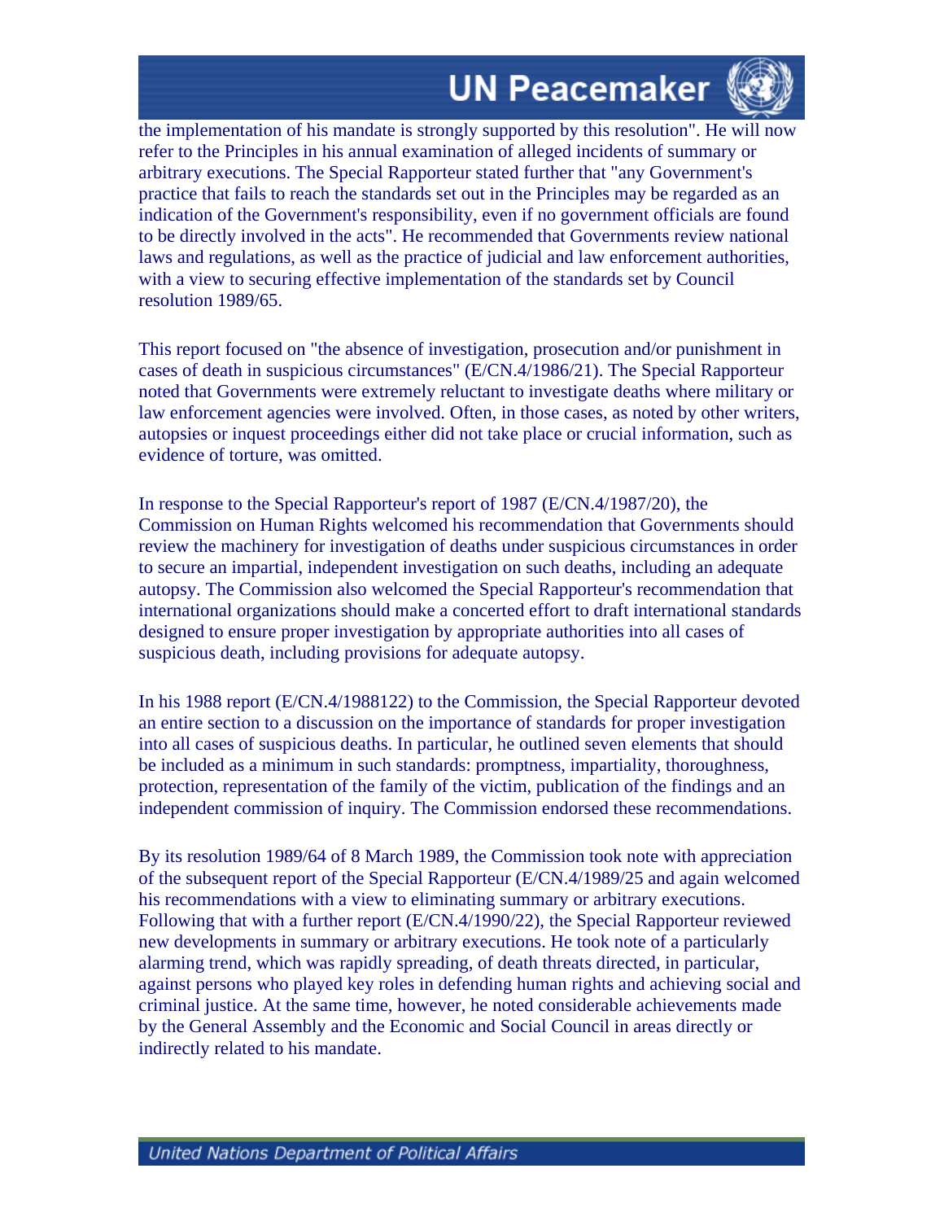the implementation of his mandate is strongly supported by this resolution". He will now refer to the Principles in his annual examination of alleged incidents of summary or arbitrary executions. The Special Rapporteur stated further that "any Government's practice that fails to reach the standards set out in the Principles may be regarded as an indication of the Government's responsibility, even if no government officials are found to be directly involved in the acts". He recommended that Governments review national laws and regulations, as well as the practice of judicial and law enforcement authorities, with a view to securing effective implementation of the standards set by Council resolution 1989/65.

This report focused on "the absence of investigation, prosecution and/or punishment in cases of death in suspicious circumstances" (E/CN.4/1986/21). The Special Rapporteur noted that Governments were extremely reluctant to investigate deaths where military or law enforcement agencies were involved. Often, in those cases, as noted by other writers, autopsies or inquest proceedings either did not take place or crucial information, such as evidence of torture, was omitted.

In response to the Special Rapporteur's report of 1987 (E/CN.4/1987/20), the Commission on Human Rights welcomed his recommendation that Governments should review the machinery for investigation of deaths under suspicious circumstances in order to secure an impartial, independent investigation on such deaths, including an adequate autopsy. The Commission also welcomed the Special Rapporteur's recommendation that international organizations should make a concerted effort to draft international standards designed to ensure proper investigation by appropriate authorities into all cases of suspicious death, including provisions for adequate autopsy.

In his 1988 report (E/CN.4/1988122) to the Commission, the Special Rapporteur devoted an entire section to a discussion on the importance of standards for proper investigation into all cases of suspicious deaths. In particular, he outlined seven elements that should be included as a minimum in such standards: promptness, impartiality, thoroughness, protection, representation of the family of the victim, publication of the findings and an independent commission of inquiry. The Commission endorsed these recommendations.

By its resolution 1989/64 of 8 March 1989, the Commission took note with appreciation of the subsequent report of the Special Rapporteur (E/CN.4/1989/25 and again welcomed his recommendations with a view to eliminating summary or arbitrary executions. Following that with a further report (E/CN.4/1990/22), the Special Rapporteur reviewed new developments in summary or arbitrary executions. He took note of a particularly alarming trend, which was rapidly spreading, of death threats directed, in particular, against persons who played key roles in defending human rights and achieving social and criminal justice. At the same time, however, he noted considerable achievements made by the General Assembly and the Economic and Social Council in areas directly or indirectly related to his mandate.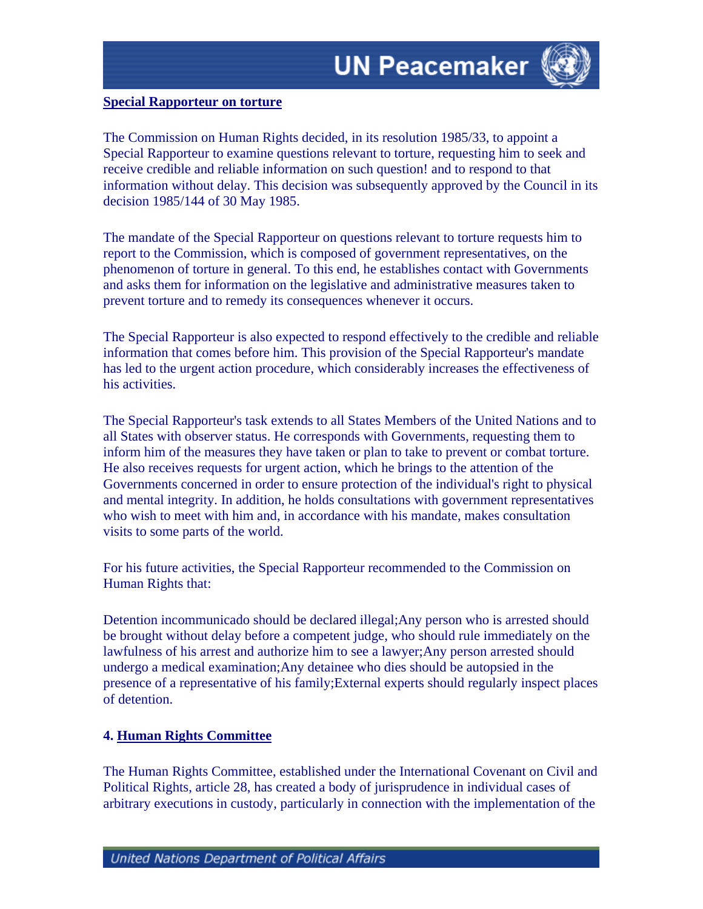**Special Rapporteur on torture**

The Commission on Human Rights decided, in its resolution 1985/33, to appoint a Special Rapporteur to examine questions relevant to torture, requesting him to seek and receive credible and reliable information on such question! and to respond to that information without delay. This decision was subsequently approved by the Council in its decision 1985/144 of 30 May 1985.

The mandate of the Special Rapporteur on questions relevant to torture requests him to report to the Commission, which is composed of government representatives, on the phenomenon of torture in general. To this end, he establishes contact with Governments and asks them for information on the legislative and administrative measures taken to prevent torture and to remedy its consequences whenever it occurs.

The Special Rapporteur is also expected to respond effectively to the credible and reliable information that comes before him. This provision of the Special Rapporteur's mandate has led to the urgent action procedure, which considerably increases the effectiveness of his activities.

The Special Rapporteur's task extends to all States Members of the United Nations and to all States with observer status. He corresponds with Governments, requesting them to inform him of the measures they have taken or plan to take to prevent or combat torture. He also receives requests for urgent action, which he brings to the attention of the Governments concerned in order to ensure protection of the individual's right to physical and mental integrity. In addition, he holds consultations with government representatives who wish to meet with him and, in accordance with his mandate, makes consultation visits to some parts of the world.

For his future activities, the Special Rapporteur recommended to the Commission on Human Rights that:

Detention incommunicado should be declared illegal;Any person who is arrested should be brought without delay before a competent judge, who should rule immediately on the lawfulness of his arrest and authorize him to see a lawyer;Any person arrested should undergo a medical examination;Any detainee who dies should be autopsied in the presence of a representative of his family;External experts should regularly inspect places of detention.

**4. Human Rights Committee**

The Human Rights Committee, established under the International Covenant on Civil and Political Rights, article 28, has created a body of jurisprudence in individual cases of arbitrary executions in custody, particularly in connection with the implementation of the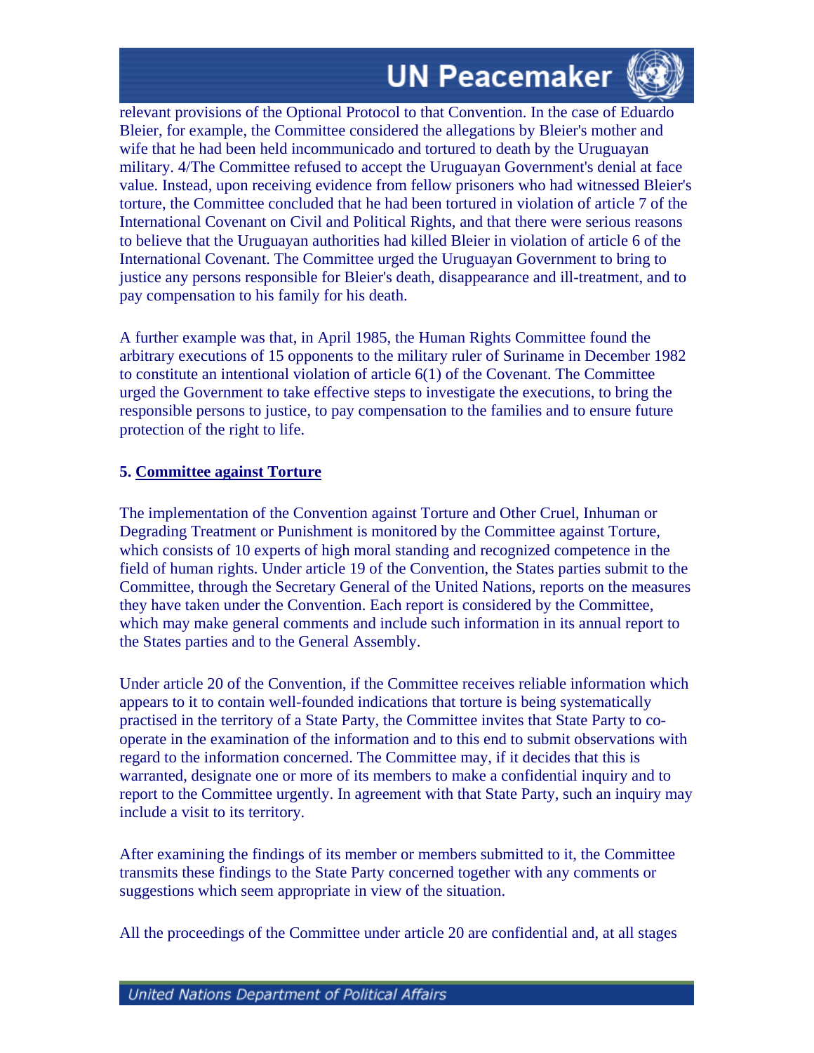relevant provisions of the Optional Protocol to that Convention. In the case of Eduardo Bleier, for example, the Committee considered the allegations by Bleier's mother and wife that he had been held incommunicado and tortured to death by the Uruguayan military. 4/The Committee refused to accept the Uruguayan Government's denial at face value. Instead, upon receiving evidence from fellow prisoners who had witnessed Bleier's torture, the Committee concluded that he had been tortured in violation of article 7 of the International Covenant on Civil and Political Rights, and that there were serious reasons to believe that the Uruguayan authorities had killed Bleier in violation of article 6 of the International Covenant. The Committee urged the Uruguayan Government to bring to justice any persons responsible for Bleier's death, disappearance and ill-treatment, and to pay compensation to his family for his death.

A further example was that, in April 1985, the Human Rights Committee found the arbitrary executions of 15 opponents to the military ruler of Suriname in December 1982 to constitute an intentional violation of article 6(1) of the Covenant. The Committee urged the Government to take effective steps to investigate the executions, to bring the responsible persons to justice, to pay compensation to the families and to ensure future protection of the right to life.

**5. Committee against Torture**

The implementation of the Convention against Torture and Other Cruel, Inhuman or Degrading Treatment or Punishment is monitored by the Committee against Torture, which consists of 10 experts of high moral standing and recognized competence in the field of human rights. Under article 19 of the Convention, the States parties submit to the Committee, through the Secretary General of the United Nations, reports on the measures they have taken under the Convention. Each report is considered by the Committee, which may make general comments and include such information in its annual report to the States parties and to the General Assembly.

Under article 20 of the Convention, if the Committee receives reliable information which appears to it to contain well-founded indications that torture is being systematically practised in the territory of a State Party, the Committee invites that State Party to co-operate in the examination of the information and to this end to submit observations with regard to the information concerned. The Committee may, if it decides that this is warranted, designate one or more of its members to make a confidential inquiry and to report to the Committee urgently. In agreement with that State Party, such an inquiry may include a visit to its territory.

After examining the findings of its member or members submitted to it, the Committee transmits these findings to the State Party concerned together with any comments or suggestions which seem appropriate in view of the situation.

All the proceedings of the Committee under article 20 are confidential and, at all stages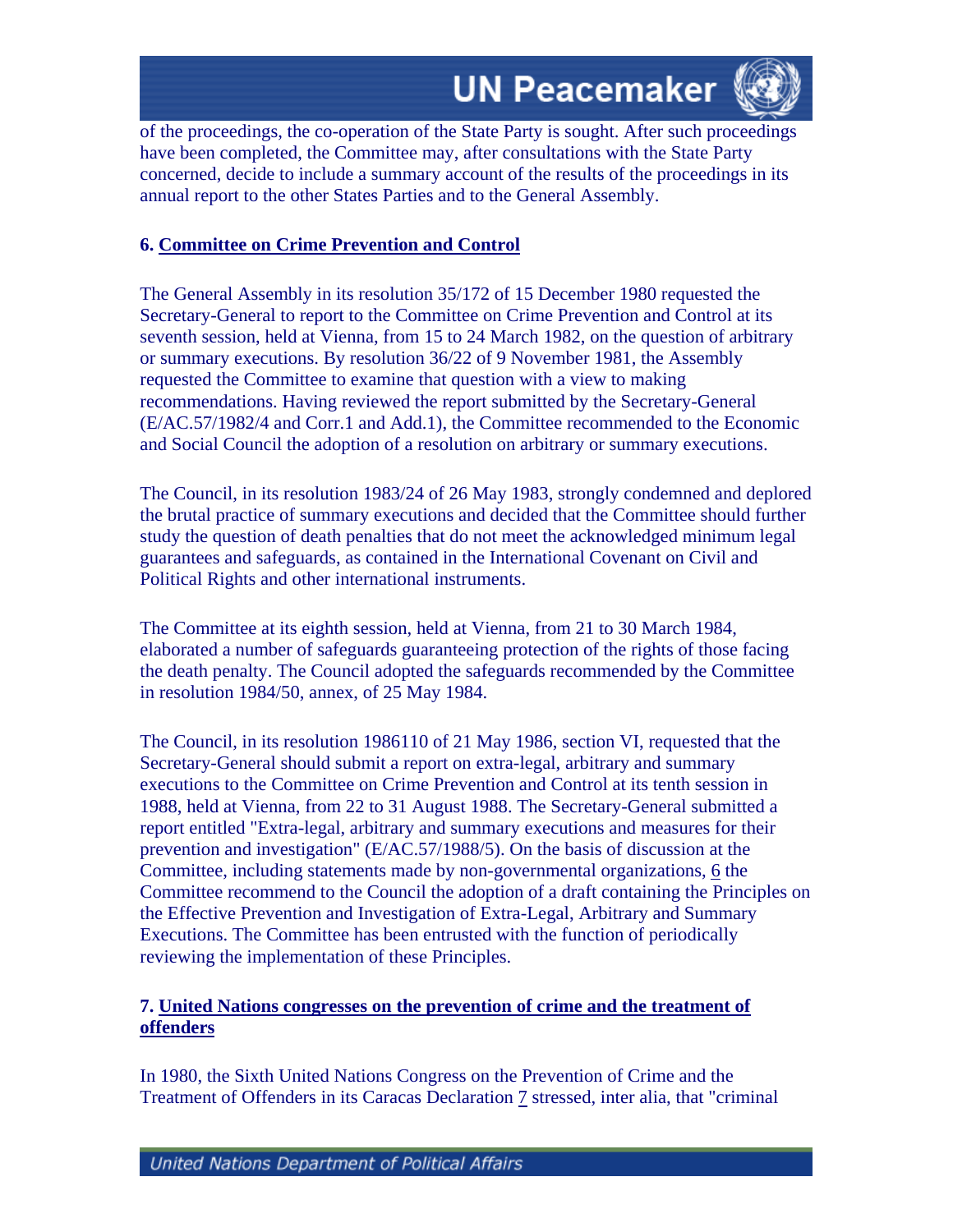of the proceedings, the co-operation of the State Party is sought. After such proceedings have been completed, the Committee may, after consultations with the State Party concerned, decide to include a summary account of the results of the proceedings in its annual report to the other States Parties and to the General Assembly.

**6. Committee on Crime Prevention and Control**

The General Assembly in its resolution 35/172 of 15 December 1980 requested the Secretary-General to report to the Committee on Crime Prevention and Control at its seventh session, held at Vienna, from 15 to 24 March 1982, on the question of arbitrary or summary executions. By resolution 36/22 of 9 November 1981, the Assembly requested the Committee to examine that question with a view to making recommendations. Having reviewed the report submitted by the Secretary-General (E/AC.57/1982/4 and Corr.1 and Add.1), the Committee recommended to the Economic and Social Council the adoption of a resolution on arbitrary or summary executions.

The Council, in its resolution 1983/24 of 26 May 1983, strongly condemned and deplored the brutal practice of summary executions and decided that the Committee should further study the question of death penalties that do not meet the acknowledged minimum legal guarantees and safeguards, as contained in the International Covenant on Civil and Political Rights and other international instruments.

The Committee at its eighth session, held at Vienna, from 21 to 30 March 1984, elaborated a number of safeguards guaranteeing protection of the rights of those facing the death penalty. The Council adopted the safeguards recommended by the Committee in resolution 1984/50, annex, of 25 May 1984.

The Council, in its resolution 1986110 of 21 May 1986, section VI, requested that the Secretary-General should submit a report on extra-legal, arbitrary and summary executions to the Committee on Crime Prevention and Control at its tenth session in 1988, held at Vienna, from 22 to 31 August 1988. The Secretary-General submitted a report entitled "Extra-legal, arbitrary and summary executions and measures for their prevention and investigation" (E/AC.57/1988/5). On the basis of discussion at the Committee, including statements made by non-governmental organizations, 6 the Committee recommend to the Council the adoption of a draft containing the Principles on the Effective Prevention and Investigation of Extra-Legal, Arbitrary and Summary Executions. The Committee has been entrusted with the function of periodically reviewing the implementation of these Principles.

**7. United Nations congresses on the prevention of crime and the treatment of offenders**

In 1980, the Sixth United Nations Congress on the Prevention of Crime and the Treatment of Offenders in its Caracas Declaration 7 stressed, inter alia, that "criminal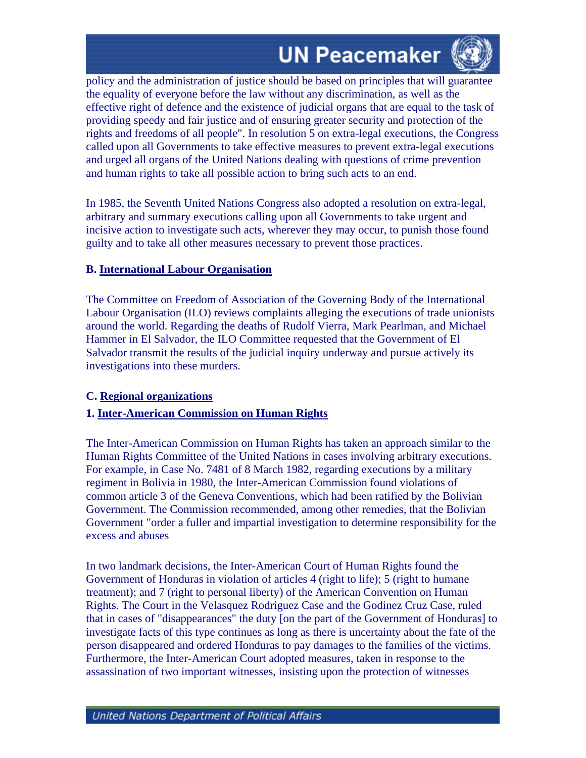policy and the administration of justice should be based on principles that will guarantee the equality of everyone before the law without any discrimination, as well as the effective right of defence and the existence of judicial organs that are equal to the task of providing speedy and fair justice and of ensuring greater security and protection of the rights and freedoms of all people". In resolution 5 on extra-legal executions, the Congress called upon all Governments to take effective measures to prevent extra-legal executions and urged all organs of the United Nations dealing with questions of crime prevention and human rights to take all possible action to bring such acts to an end.

In 1985, the Seventh United Nations Congress also adopted a resolution on extra-legal, arbitrary and summary executions calling upon all Governments to take urgent and incisive action to investigate such acts, wherever they may occur, to punish those found guilty and to take all other measures necessary to prevent those practices.

### B. International Labour Organisation

The Committee on Freedom of Association of the Governing Body of the International Labour Organisation (ILO) reviews complaints alleging the executions of trade unionists around the world. Regarding the deaths of Rudolf Vierra, Mark Pearlman, and Michael Hammer in El Salvador, the ILO Committee requested that the Government of El Salvador transmit the results of the judicial inquiry underway and pursue actively its investigations into these murders.

### C. Regional organizations

#### 1. Inter-American Commission on Human Rights

The Inter-American Commission on Human Rights has taken an approach similar to the Human Rights Committee of the United Nations in cases involving arbitrary executions. For example, in Case No. 7481 of 8 March 1982, regarding executions by a military regiment in Bolivia in 1980, the Inter-American Commission found violations of common article 3 of the Geneva Conventions, which had been ratified by the Bolivian Government. The Commission recommended, among other remedies, that the Bolivian Government "order a fuller and impartial investigation to determine responsibility for the excess and abuses

In two landmark decisions, the Inter-American Court of Human Rights found the Government of Honduras in violation of articles 4 (right to life); 5 (right to humane treatment); and 7 (right to personal liberty) of the American Convention on Human Rights. The Court in the Velasquez Rodriguez Case and the Godinez Cruz Case, ruled that in cases of "disappearances" the duty [on the part of the Government of Honduras] to investigate facts of this type continues as long as there is uncertainty about the fate of the person disappeared and ordered Honduras to pay damages to the families of the victims. Furthermore, the Inter-American Court adopted measures, taken in response to the assassination of two important witnesses, insisting upon the protection of witnesses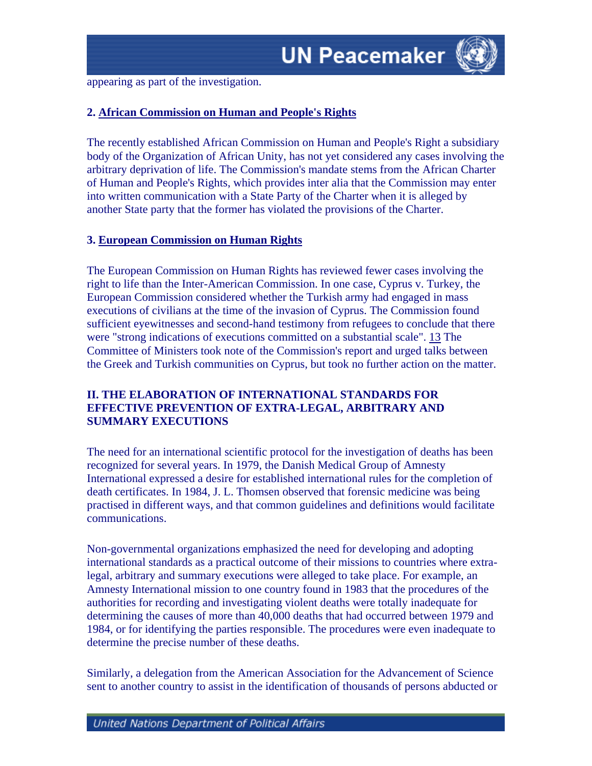appearing as part of the investigation.

### 2. African Commission on Human and People's Rights

The recently established African Commission on Human and People's Right a subsidiary body of the Organization of African Unity, has not yet considered any cases involving the arbitrary deprivation of life. The Commission's mandate stems from the African Charter of Human and People's Rights, which provides inter alia that the Commission may enter into written communication with a State Party of the Charter when it is alleged by another State party that the former has violated the provisions of the Charter.

### 3. European Commission on Human Rights

The European Commission on Human Rights has reviewed fewer cases involving the right to life than the Inter-American Commission. In one case, Cyprus v. Turkey, the European Commission considered whether the Turkish army had engaged in mass executions of civilians at the time of the invasion of Cyprus. The Commission found sufficient eyewitnesses and second-hand testimony from refugees to conclude that there were "strong indications of executions committed on a substantial scale". 13 The Committee of Ministers took note of the Commission's report and urged talks between the Greek and Turkish communities on Cyprus, but took no further action on the matter.

## II. THE ELABORATION OF INTERNATIONAL STANDARDS FOR EFFECTIVE PREVENTION OF EXTRA-LEGAL, ARBITRARY AND SUMMARY EXECUTIONS

The need for an international scientific protocol for the investigation of deaths has been recognized for several years. In 1979, the Danish Medical Group of Amnesty International expressed a desire for established international rules for the completion of death certificates. In 1984, J. L. Thomsen observed that forensic medicine was being practised in different ways, and that common guidelines and definitions would facilitate communications.

Non-governmental organizations emphasized the need for developing and adopting international standards as a practical outcome of their missions to countries where extra-legal, arbitrary and summary executions were alleged to take place. For example, an Amnesty International mission to one country found in 1983 that the procedures of the authorities for recording and investigating violent deaths were totally inadequate for determining the causes of more than 40,000 deaths that had occurred between 1979 and 1984, or for identifying the parties responsible. The procedures were even inadequate to determine the precise number of these deaths.

Similarly, a delegation from the American Association for the Advancement of Science sent to another country to assist in the identification of thousands of persons abducted or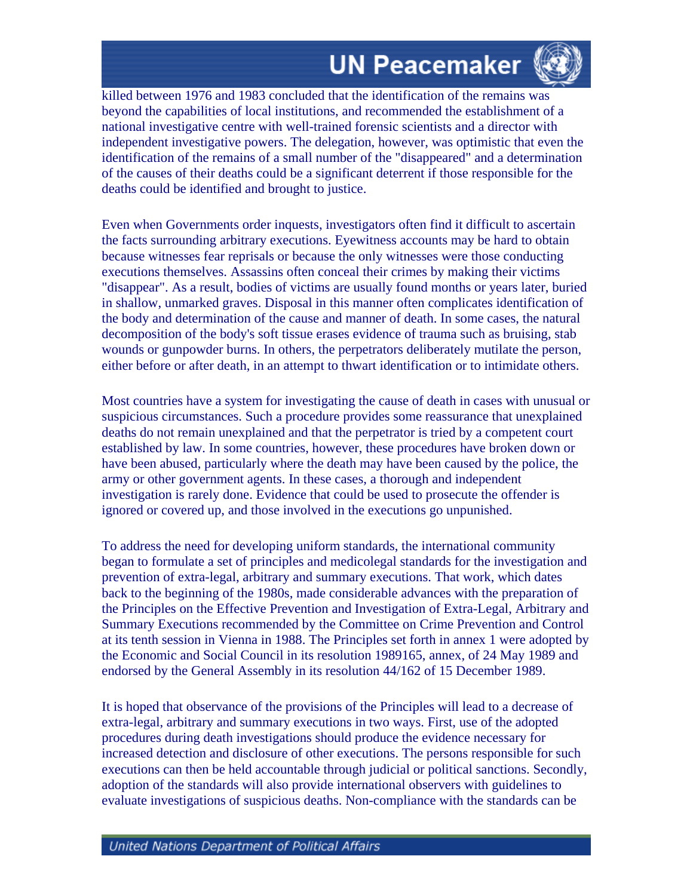killed between 1976 and 1983 concluded that the identification of the remains was beyond the capabilities of local institutions, and recommended the establishment of a national investigative centre with well-trained forensic scientists and a director with independent investigative powers. The delegation, however, was optimistic that even the identification of the remains of a small number of the "disappeared" and a determination of the causes of their deaths could be a significant deterrent if those responsible for the deaths could be identified and brought to justice.

Even when Governments order inquests, investigators often find it difficult to ascertain the facts surrounding arbitrary executions. Eyewitness accounts may be hard to obtain because witnesses fear reprisals or because the only witnesses were those conducting executions themselves. Assassins often conceal their crimes by making their victims "disappear". As a result, bodies of victims are usually found months or years later, buried in shallow, unmarked graves. Disposal in this manner often complicates identification of the body and determination of the cause and manner of death. In some cases, the natural decomposition of the body's soft tissue erases evidence of trauma such as bruising, stab wounds or gunpowder burns. In others, the perpetrators deliberately mutilate the person, either before or after death, in an attempt to thwart identification or to intimidate others.

Most countries have a system for investigating the cause of death in cases with unusual or suspicious circumstances. Such a procedure provides some reassurance that unexplained deaths do not remain unexplained and that the perpetrator is tried by a competent court established by law. In some countries, however, these procedures have broken down or have been abused, particularly where the death may have been caused by the police, the army or other government agents. In these cases, a thorough and independent investigation is rarely done. Evidence that could be used to prosecute the offender is ignored or covered up, and those involved in the executions go unpunished.

To address the need for developing uniform standards, the international community began to formulate a set of principles and medicolegal standards for the investigation and prevention of extra-legal, arbitrary and summary executions. That work, which dates back to the beginning of the 1980s, made considerable advances with the preparation of the Principles on the Effective Prevention and Investigation of Extra-Legal, Arbitrary and Summary Executions recommended by the Committee on Crime Prevention and Control at its tenth session in Vienna in 1988. The Principles set forth in annex 1 were adopted by the Economic and Social Council in its resolution 1989165, annex, of 24 May 1989 and endorsed by the General Assembly in its resolution 44/162 of 15 December 1989.

It is hoped that observance of the provisions of the Principles will lead to a decrease of extra-legal, arbitrary and summary executions in two ways. First, use of the adopted procedures during death investigations should produce the evidence necessary for increased detection and disclosure of other executions. The persons responsible for such executions can then be held accountable through judicial or political sanctions. Secondly, adoption of the standards will also provide international observers with guidelines to evaluate investigations of suspicious deaths. Non-compliance with the standards can be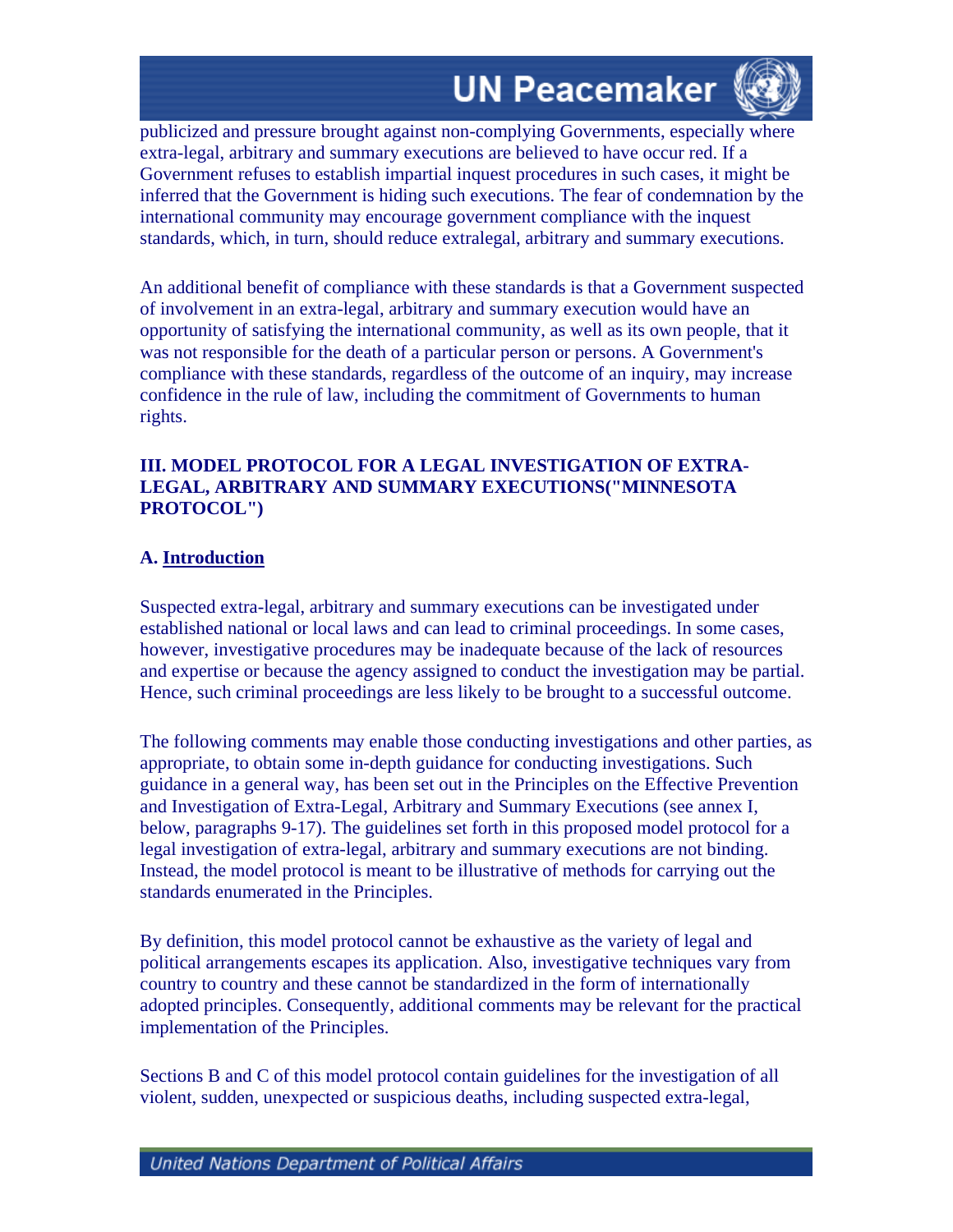publicized and pressure brought against non-complying Governments, especially where extra-legal, arbitrary and summary executions are believed to have occur red. If a Government refuses to establish impartial inquest procedures in such cases, it might be inferred that the Government is hiding such executions. The fear of condemnation by the international community may encourage government compliance with the inquest standards, which, in turn, should reduce extralegal, arbitrary and summary executions.

An additional benefit of compliance with these standards is that a Government suspected of involvement in an extra-legal, arbitrary and summary execution would have an opportunity of satisfying the international community, as well as its own people, that it was not responsible for the death of a particular person or persons. A Government's compliance with these standards, regardless of the outcome of an inquiry, may increase confidence in the rule of law, including the commitment of Governments to human rights.

## III. MODEL PROTOCOL FOR A LEGAL INVESTIGATION OF EXTRA-LEGAL, ARBITRARY AND SUMMARY EXECUTIONS("MINNESOTA PROTOCOL")

### A. Introduction

Suspected extra-legal, arbitrary and summary executions can be investigated under established national or local laws and can lead to criminal proceedings. In some cases, however, investigative procedures may be inadequate because of the lack of resources and expertise or because the agency assigned to conduct the investigation may be partial. Hence, such criminal proceedings are less likely to be brought to a successful outcome.

The following comments may enable those conducting investigations and other parties, as appropriate, to obtain some in-depth guidance for conducting investigations. Such guidance in a general way, has been set out in the Principles on the Effective Prevention and Investigation of Extra-Legal, Arbitrary and Summary Executions (see annex I, below, paragraphs 9-17). The guidelines set forth in this proposed model protocol for a legal investigation of extra-legal, arbitrary and summary executions are not binding. Instead, the model protocol is meant to be illustrative of methods for carrying out the standards enumerated in the Principles.

By definition, this model protocol cannot be exhaustive as the variety of legal and political arrangements escapes its application. Also, investigative techniques vary from country to country and these cannot be standardized in the form of internationally adopted principles. Consequently, additional comments may be relevant for the practical implementation of the Principles.

Sections B and C of this model protocol contain guidelines for the investigation of all violent, sudden, unexpected or suspicious deaths, including suspected extra-legal,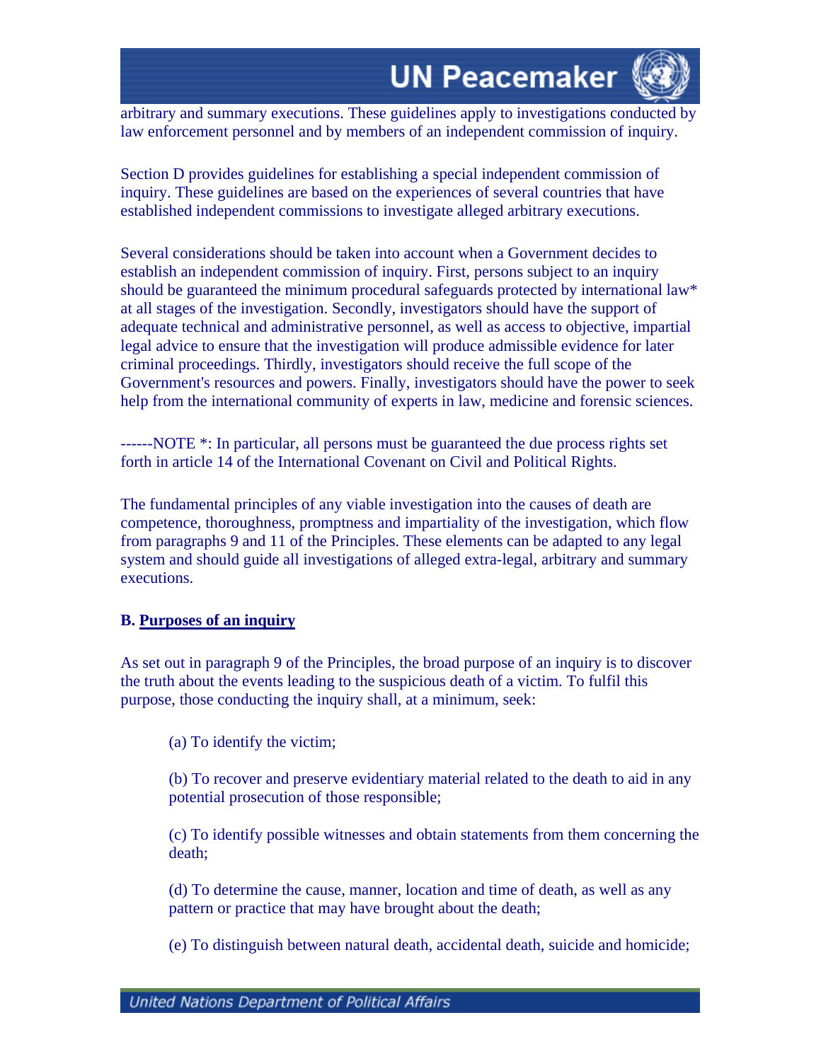arbitrary and summary executions. These guidelines apply to investigations conducted by law enforcement personnel and by members of an independent commission of inquiry.

Section D provides guidelines for establishing a special independent commission of inquiry. These guidelines are based on the experiences of several countries that have established independent commissions to investigate alleged arbitrary executions.

Several considerations should be taken into account when a Government decides to establish an independent commission of inquiry. First, persons subject to an inquiry should be guaranteed the minimum procedural safeguards protected by international law* at all stages of the investigation. Secondly, investigators should have the support of adequate technical and administrative personnel, as well as access to objective, impartial legal advice to ensure that the investigation will produce admissible evidence for later criminal proceedings. Thirdly, investigators should receive the full scope of the Government's resources and powers. Finally, investigators should have the power to seek help from the international community of experts in law, medicine and forensic sciences.

------NOTE *: In particular, all persons must be guaranteed the due process rights set forth in article 14 of the International Covenant on Civil and Political Rights.

The fundamental principles of any viable investigation into the causes of death are competence, thoroughness, promptness and impartiality of the investigation, which flow from paragraphs 9 and 11 of the Principles. These elements can be adapted to any legal system and should guide all investigations of alleged extra-legal, arbitrary and summary executions.

**B. Purposes of an inquiry**

As set out in paragraph 9 of the Principles, the broad purpose of an inquiry is to discover the truth about the events leading to the suspicious death of a victim. To fulfil this purpose, those conducting the inquiry shall, at a minimum, seek:

(a) To identify the victim;

(b) To recover and preserve evidentiary material related to the death to aid in any potential prosecution of those responsible;

(c) To identify possible witnesses and obtain statements from them concerning the death;

(d) To determine the cause, manner, location and time of death, as well as any pattern or practice that may have brought about the death;

(e) To distinguish between natural death, accidental death, suicide and homicide;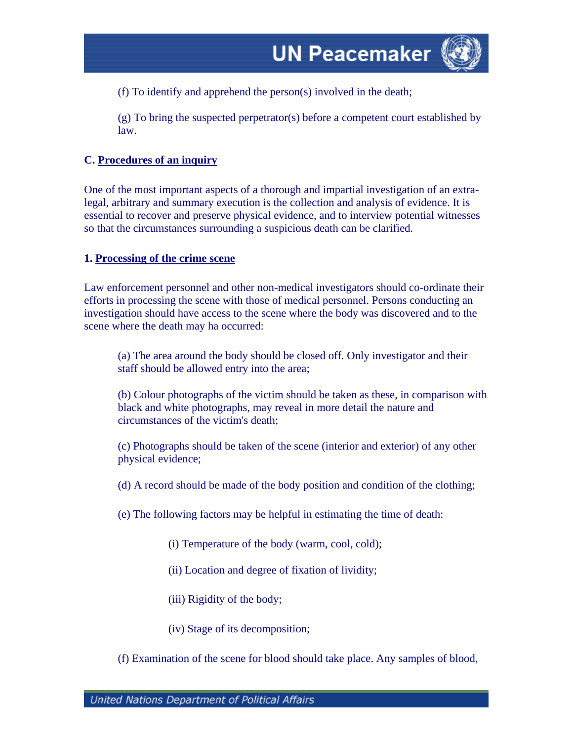(f) To identify and apprehend the person(s) involved in the death;

(g) To bring the suspected perpetrator(s) before a competent court established by law.

**C. Procedures of an inquiry**

One of the most important aspects of a thorough and impartial investigation of an extra-legal, arbitrary and summary execution is the collection and analysis of evidence. It is essential to recover and preserve physical evidence, and to interview potential witnesses so that the circumstances surrounding a suspicious death can be clarified.

**1. Processing of the crime scene**

Law enforcement personnel and other non-medical investigators should co-ordinate their efforts in processing the scene with those of medical personnel. Persons conducting an investigation should have access to the scene where the body was discovered and to the scene where the death may ha occurred:

(a) The area around the body should be closed off. Only investigator and their staff should be allowed entry into the area;

(b) Colour photographs of the victim should be taken as these, in comparison with black and white photographs, may reveal in more detail the nature and circumstances of the victim's death;

(c) Photographs should be taken of the scene (interior and exterior) of any other physical evidence;

(d) A record should be made of the body position and condition of the clothing;

(e) The following factors may be helpful in estimating the time of death:

(i) Temperature of the body (warm, cool, cold);

(ii) Location and degree of fixation of lividity;

(iii) Rigidity of the body;

(iv) Stage of its decomposition;

(f) Examination of the scene for blood should take place. Any samples of blood,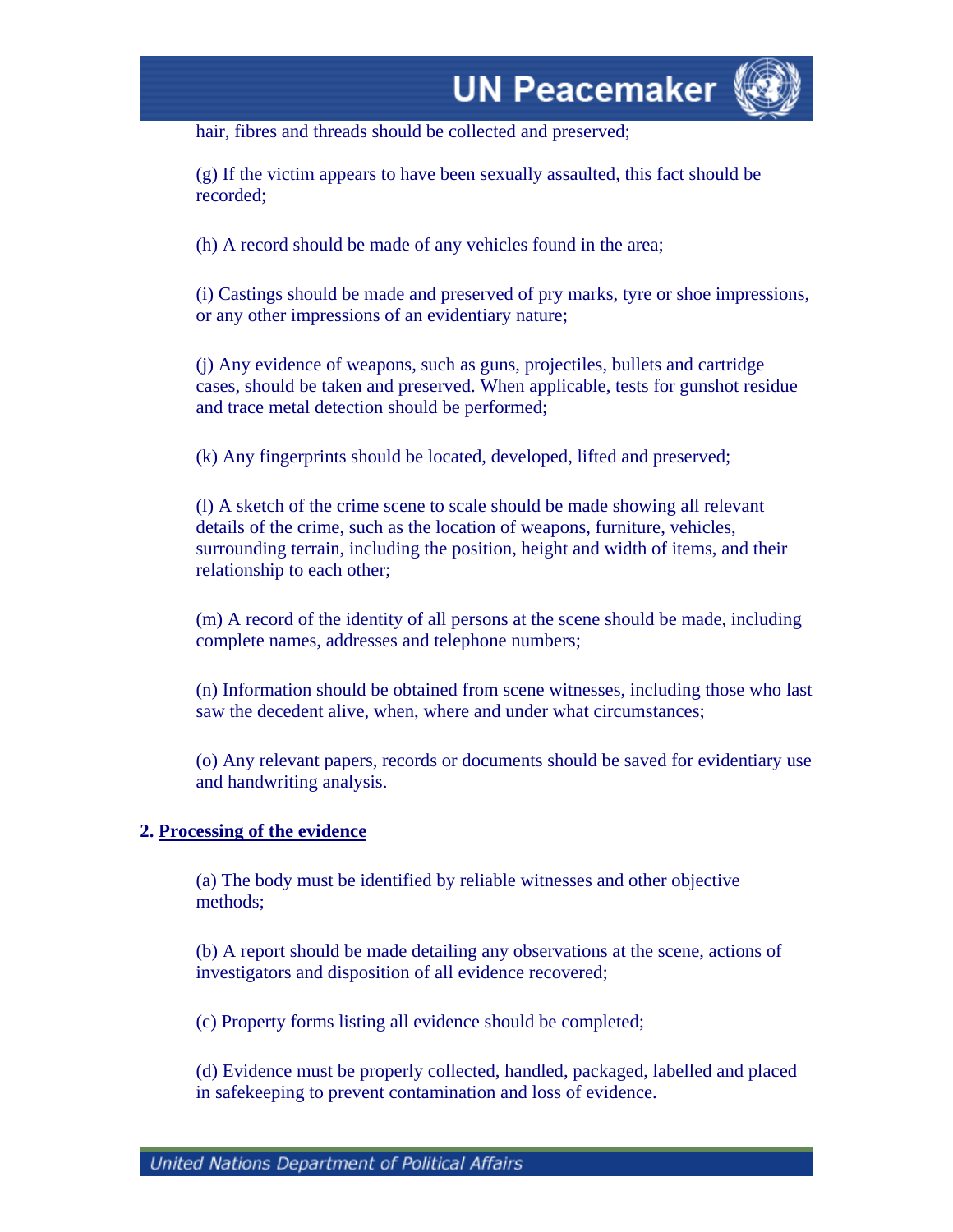hair, fibres and threads should be collected and preserved;

(g) If the victim appears to have been sexually assaulted, this fact should be recorded;

(h) A record should be made of any vehicles found in the area;

(i) Castings should be made and preserved of pry marks, tyre or shoe impressions, or any other impressions of an evidentiary nature;

(j) Any evidence of weapons, such as guns, projectiles, bullets and cartridge cases, should be taken and preserved. When applicable, tests for gunshot residue and trace metal detection should be performed;

(k) Any fingerprints should be located, developed, lifted and preserved;

(l) A sketch of the crime scene to scale should be made showing all relevant details of the crime, such as the location of weapons, furniture, vehicles, surrounding terrain, including the position, height and width of items, and their relationship to each other;

(m) A record of the identity of all persons at the scene should be made, including complete names, addresses and telephone numbers;

(n) Information should be obtained from scene witnesses, including those who last saw the decedent alive, when, where and under what circumstances;

(o) Any relevant papers, records or documents should be saved for evidentiary use and handwriting analysis.

**2. <u>Processing of the evidence</u>**

(a) The body must be identified by reliable witnesses and other objective methods;

(b) A report should be made detailing any observations at the scene, actions of investigators and disposition of all evidence recovered;

(c) Property forms listing all evidence should be completed;

(d) Evidence must be properly collected, handled, packaged, labelled and placed in safekeeping to prevent contamination and loss of evidence.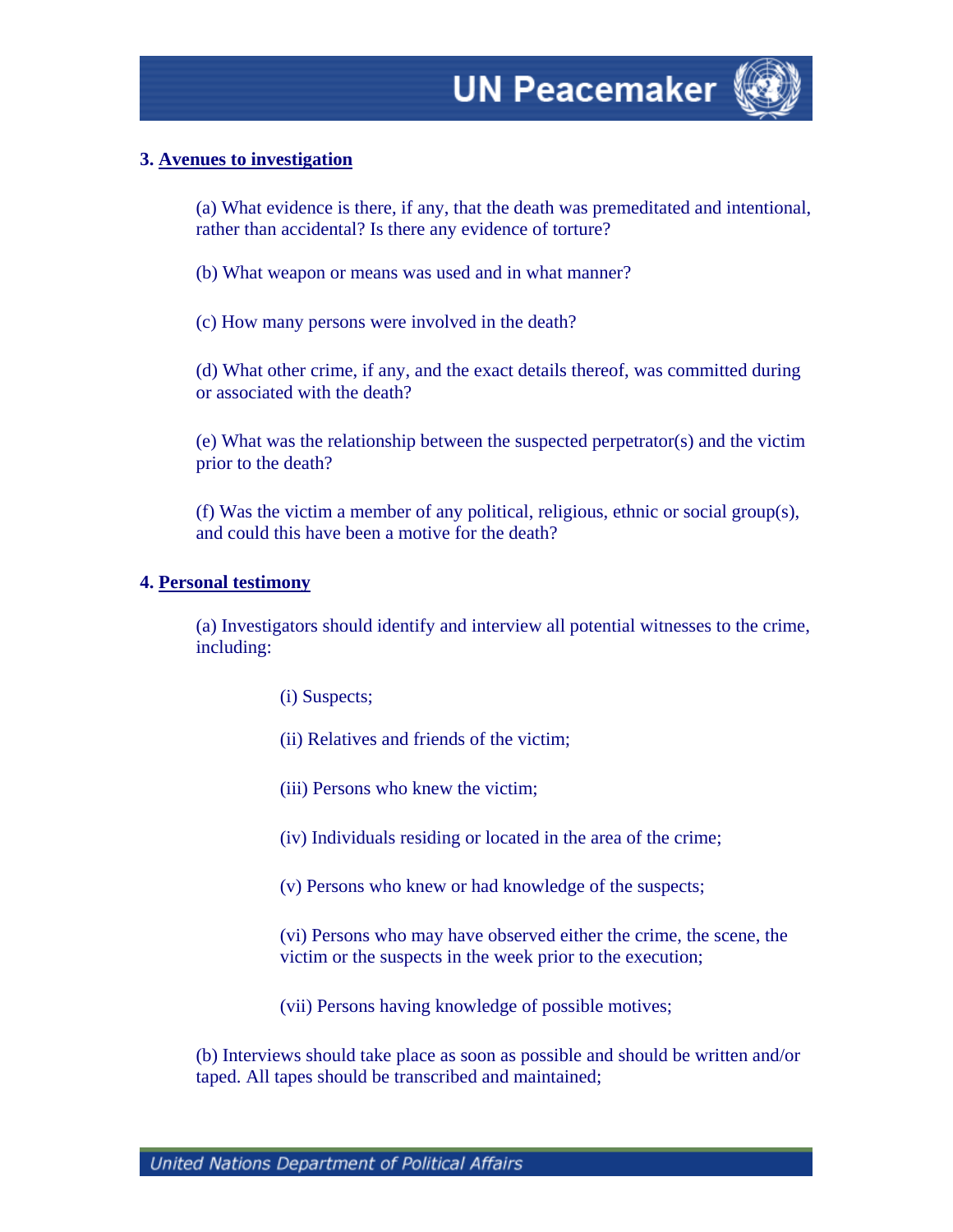**3. Avenues to investigation**

(a) What evidence is there, if any, that the death was premeditated and intentional, rather than accidental? Is there any evidence of torture?

(b) What weapon or means was used and in what manner?

(c) How many persons were involved in the death?

(d) What other crime, if any, and the exact details thereof, was committed during or associated with the death?

(e) What was the relationship between the suspected perpetrator(s) and the victim prior to the death?

(f) Was the victim a member of any political, religious, ethnic or social group(s), and could this have been a motive for the death?

**4. Personal testimony**

(a) Investigators should identify and interview all potential witnesses to the crime, including:

- (i) Suspects;
- (ii) Relatives and friends of the victim;
- (iii) Persons who knew the victim;
- (iv) Individuals residing or located in the area of the crime;
- (v) Persons who knew or had knowledge of the suspects;
- (vi) Persons who may have observed either the crime, the scene, the victim or the suspects in the week prior to the execution;
- (vii) Persons having knowledge of possible motives;

(b) Interviews should take place as soon as possible and should be written and/or taped. All tapes should be transcribed and maintained;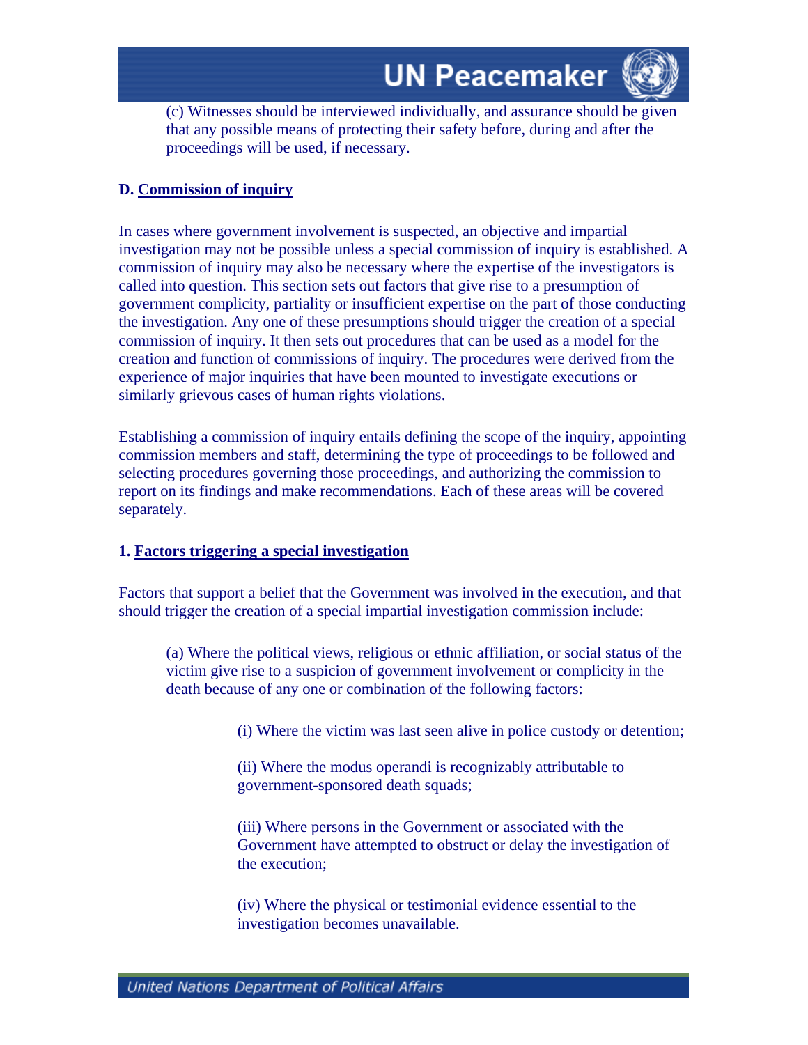(c) Witnesses should be interviewed individually, and assurance should be given that any possible means of protecting their safety before, during and after the proceedings will be used, if necessary.

### D. Commission of inquiry

In cases where government involvement is suspected, an objective and impartial investigation may not be possible unless a special commission of inquiry is established. A commission of inquiry may also be necessary where the expertise of the investigators is called into question. This section sets out factors that give rise to a presumption of government complicity, partiality or insufficient expertise on the part of those conducting the investigation. Any one of these presumptions should trigger the creation of a special commission of inquiry. It then sets out procedures that can be used as a model for the creation and function of commissions of inquiry. The procedures were derived from the experience of major inquiries that have been mounted to investigate executions or similarly grievous cases of human rights violations.

Establishing a commission of inquiry entails defining the scope of the inquiry, appointing commission members and staff, determining the type of proceedings to be followed and selecting procedures governing those proceedings, and authorizing the commission to report on its findings and make recommendations. Each of these areas will be covered separately.

#### 1. Factors triggering a special investigation

Factors that support a belief that the Government was involved in the execution, and that should trigger the creation of a special impartial investigation commission include:

(a) Where the political views, religious or ethnic affiliation, or social status of the victim give rise to a suspicion of government involvement or complicity in the death because of any one or combination of the following factors:

(i) Where the victim was last seen alive in police custody or detention;

(ii) Where the modus operandi is recognizably attributable to government-sponsored death squads;

(iii) Where persons in the Government or associated with the Government have attempted to obstruct or delay the investigation of the execution;

(iv) Where the physical or testimonial evidence essential to the investigation becomes unavailable.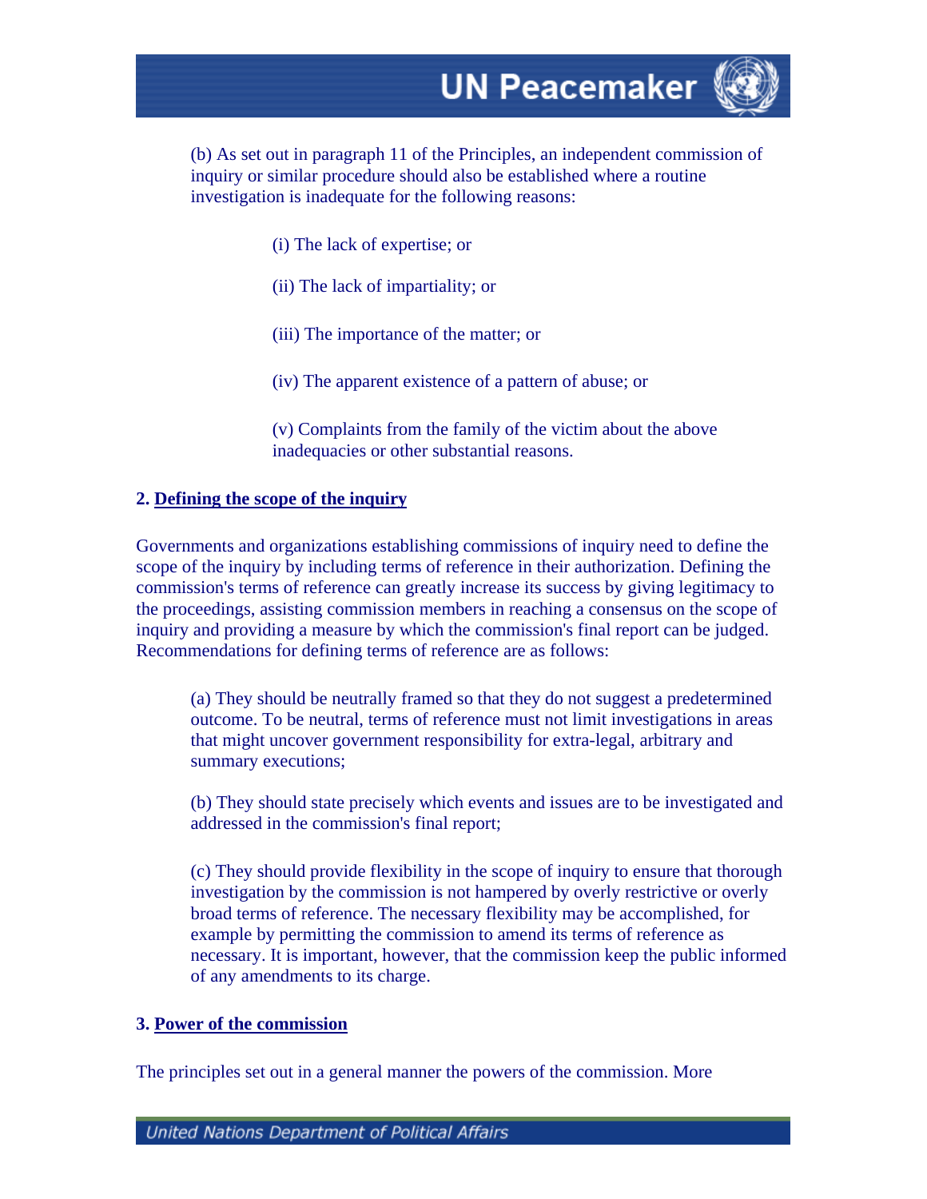(b) As set out in paragraph 11 of the Principles, an independent commission of inquiry or similar procedure should also be established where a routine investigation is inadequate for the following reasons:

(i) The lack of expertise; or

(ii) The lack of impartiality; or

(iii) The importance of the matter; or

(iv) The apparent existence of a pattern of abuse; or

(v) Complaints from the family of the victim about the above inadequacies or other substantial reasons.

**2. Defining the scope of the inquiry**

Governments and organizations establishing commissions of inquiry need to define the scope of the inquiry by including terms of reference in their authorization. Defining the commission's terms of reference can greatly increase its success by giving legitimacy to the proceedings, assisting commission members in reaching a consensus on the scope of inquiry and providing a measure by which the commission's final report can be judged. Recommendations for defining terms of reference are as follows:

(a) They should be neutrally framed so that they do not suggest a predetermined outcome. To be neutral, terms of reference must not limit investigations in areas that might uncover government responsibility for extra-legal, arbitrary and summary executions;

(b) They should state precisely which events and issues are to be investigated and addressed in the commission's final report;

(c) They should provide flexibility in the scope of inquiry to ensure that thorough investigation by the commission is not hampered by overly restrictive or overly broad terms of reference. The necessary flexibility may be accomplished, for example by permitting the commission to amend its terms of reference as necessary. It is important, however, that the commission keep the public informed of any amendments to its charge.

**3. Power of the commission**

The principles set out in a general manner the powers of the commission. More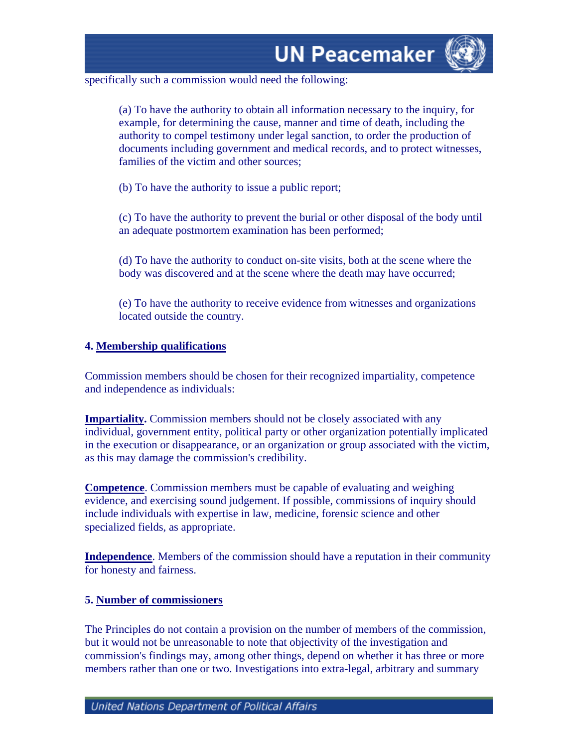specifically such a commission would need the following:

(a) To have the authority to obtain all information necessary to the inquiry, for example, for determining the cause, manner and time of death, including the authority to compel testimony under legal sanction, to order the production of documents including government and medical records, and to protect witnesses, families of the victim and other sources;

(b) To have the authority to issue a public report;

(c) To have the authority to prevent the burial or other disposal of the body until an adequate postmortem examination has been performed;

(d) To have the authority to conduct on-site visits, both at the scene where the body was discovered and at the scene where the death may have occurred;

(e) To have the authority to receive evidence from witnesses and organizations located outside the country.

**4. Membership qualifications**

Commission members should be chosen for their recognized impartiality, competence and independence as individuals:

**Impartiality.** Commission members should not be closely associated with any individual, government entity, political party or other organization potentially implicated in the execution or disappearance, or an organization or group associated with the victim, as this may damage the commission's credibility.

**Competence**. Commission members must be capable of evaluating and weighing evidence, and exercising sound judgement. If possible, commissions of inquiry should include individuals with expertise in law, medicine, forensic science and other specialized fields, as appropriate.

**Independence**. Members of the commission should have a reputation in their community for honesty and fairness.

**5. Number of commissioners**

The Principles do not contain a provision on the number of members of the commission, but it would not be unreasonable to note that objectivity of the investigation and commission's findings may, among other things, depend on whether it has three or more members rather than one or two. Investigations into extra-legal, arbitrary and summary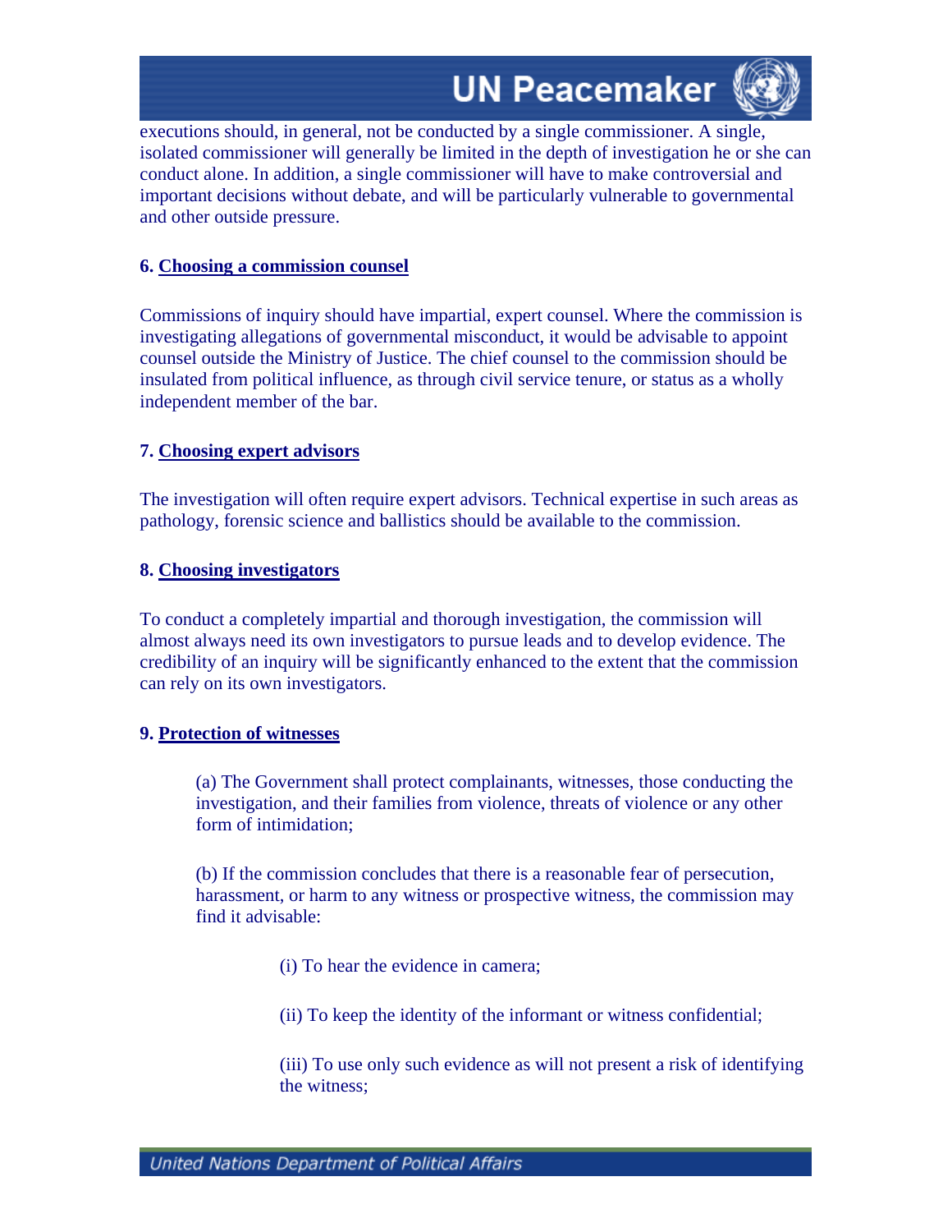executions should, in general, not be conducted by a single commissioner. A single, isolated commissioner will generally be limited in the depth of investigation he or she can conduct alone. In addition, a single commissioner will have to make controversial and important decisions without debate, and will be particularly vulnerable to governmental and other outside pressure.

**6. Choosing a commission counsel**

Commissions of inquiry should have impartial, expert counsel. Where the commission is investigating allegations of governmental misconduct, it would be advisable to appoint counsel outside the Ministry of Justice. The chief counsel to the commission should be insulated from political influence, as through civil service tenure, or status as a wholly independent member of the bar.

**7. Choosing expert advisors**

The investigation will often require expert advisors. Technical expertise in such areas as pathology, forensic science and ballistics should be available to the commission.

**8. Choosing investigators**

To conduct a completely impartial and thorough investigation, the commission will almost always need its own investigators to pursue leads and to develop evidence. The credibility of an inquiry will be significantly enhanced to the extent that the commission can rely on its own investigators.

**9. Protection of witnesses**

(a) The Government shall protect complainants, witnesses, those conducting the investigation, and their families from violence, threats of violence or any other form of intimidation;

(b) If the commission concludes that there is a reasonable fear of persecution, harassment, or harm to any witness or prospective witness, the commission may find it advisable:

(i) To hear the evidence in camera;

(ii) To keep the identity of the informant or witness confidential;

(iii) To use only such evidence as will not present a risk of identifying the witness;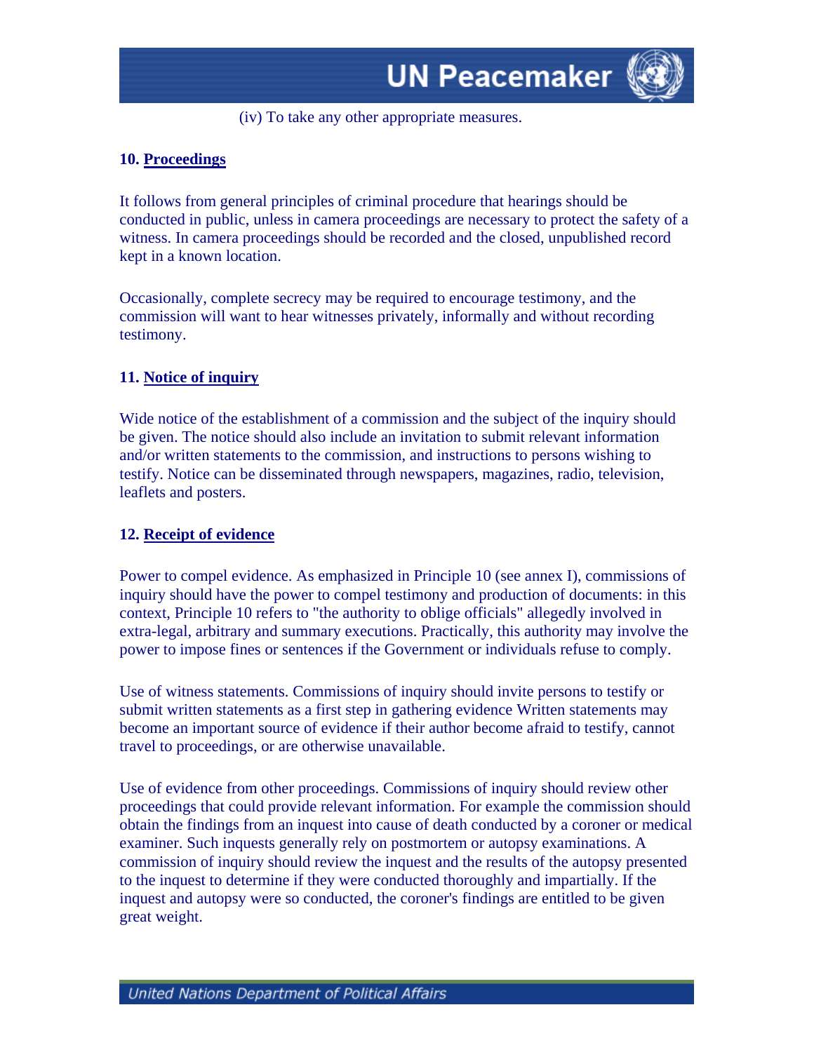(iv) To take any other appropriate measures.

**10. Proceedings**

It follows from general principles of criminal procedure that hearings should be conducted in public, unless in camera proceedings are necessary to protect the safety of a witness. In camera proceedings should be recorded and the closed, unpublished record kept in a known location.

Occasionally, complete secrecy may be required to encourage testimony, and the commission will want to hear witnesses privately, informally and without recording testimony.

**11. Notice of inquiry**

Wide notice of the establishment of a commission and the subject of the inquiry should be given. The notice should also include an invitation to submit relevant information and/or written statements to the commission, and instructions to persons wishing to testify. Notice can be disseminated through newspapers, magazines, radio, television, leaflets and posters.

**12. Receipt of evidence**

Power to compel evidence. As emphasized in Principle 10 (see annex I), commissions of inquiry should have the power to compel testimony and production of documents: in this context, Principle 10 refers to "the authority to oblige officials" allegedly involved in extra-legal, arbitrary and summary executions. Practically, this authority may involve the power to impose fines or sentences if the Government or individuals refuse to comply.

Use of witness statements. Commissions of inquiry should invite persons to testify or submit written statements as a first step in gathering evidence Written statements may become an important source of evidence if their author become afraid to testify, cannot travel to proceedings, or are otherwise unavailable.

Use of evidence from other proceedings. Commissions of inquiry should review other proceedings that could provide relevant information. For example the commission should obtain the findings from an inquest into cause of death conducted by a coroner or medical examiner. Such inquests generally rely on postmortem or autopsy examinations. A commission of inquiry should review the inquest and the results of the autopsy presented to the inquest to determine if they were conducted thoroughly and impartially. If the inquest and autopsy were so conducted, the coroner's findings are entitled to be given great weight.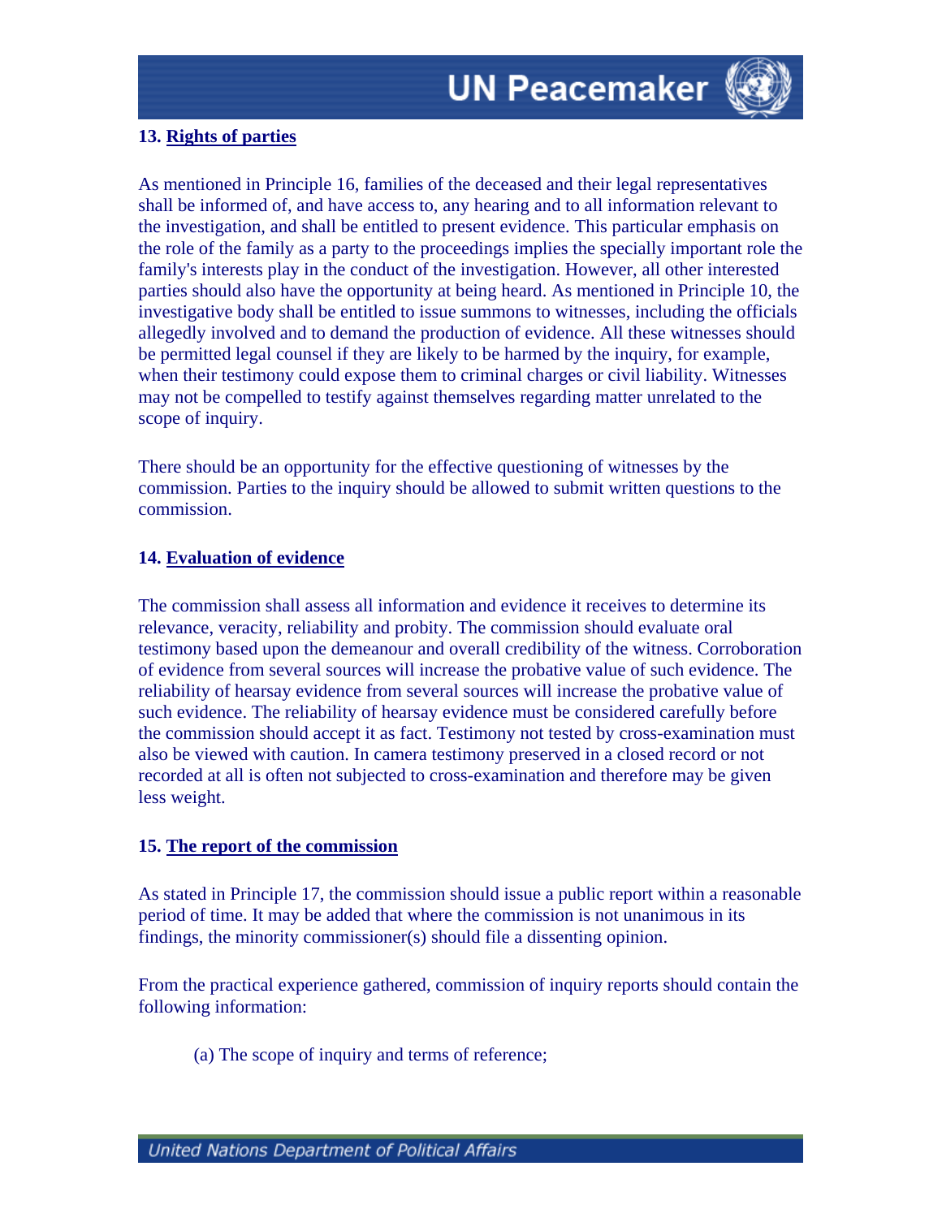**13. Rights of parties**

As mentioned in Principle 16, families of the deceased and their legal representatives shall be informed of, and have access to, any hearing and to all information relevant to the investigation, and shall be entitled to present evidence. This particular emphasis on the role of the family as a party to the proceedings implies the specially important role the family's interests play in the conduct of the investigation. However, all other interested parties should also have the opportunity at being heard. As mentioned in Principle 10, the investigative body shall be entitled to issue summons to witnesses, including the officials allegedly involved and to demand the production of evidence. All these witnesses should be permitted legal counsel if they are likely to be harmed by the inquiry, for example, when their testimony could expose them to criminal charges or civil liability. Witnesses may not be compelled to testify against themselves regarding matter unrelated to the scope of inquiry.

There should be an opportunity for the effective questioning of witnesses by the commission. Parties to the inquiry should be allowed to submit written questions to the commission.

**14. Evaluation of evidence**

The commission shall assess all information and evidence it receives to determine its relevance, veracity, reliability and probity. The commission should evaluate oral testimony based upon the demeanour and overall credibility of the witness. Corroboration of evidence from several sources will increase the probative value of such evidence. The reliability of hearsay evidence from several sources will increase the probative value of such evidence. The reliability of hearsay evidence must be considered carefully before the commission should accept it as fact. Testimony not tested by cross-examination must also be viewed with caution. In camera testimony preserved in a closed record or not recorded at all is often not subjected to cross-examination and therefore may be given less weight.

**15. The report of the commission**

As stated in Principle 17, the commission should issue a public report within a reasonable period of time. It may be added that where the commission is not unanimous in its findings, the minority commissioner(s) should file a dissenting opinion.

From the practical experience gathered, commission of inquiry reports should contain the following information:

(a) The scope of inquiry and terms of reference;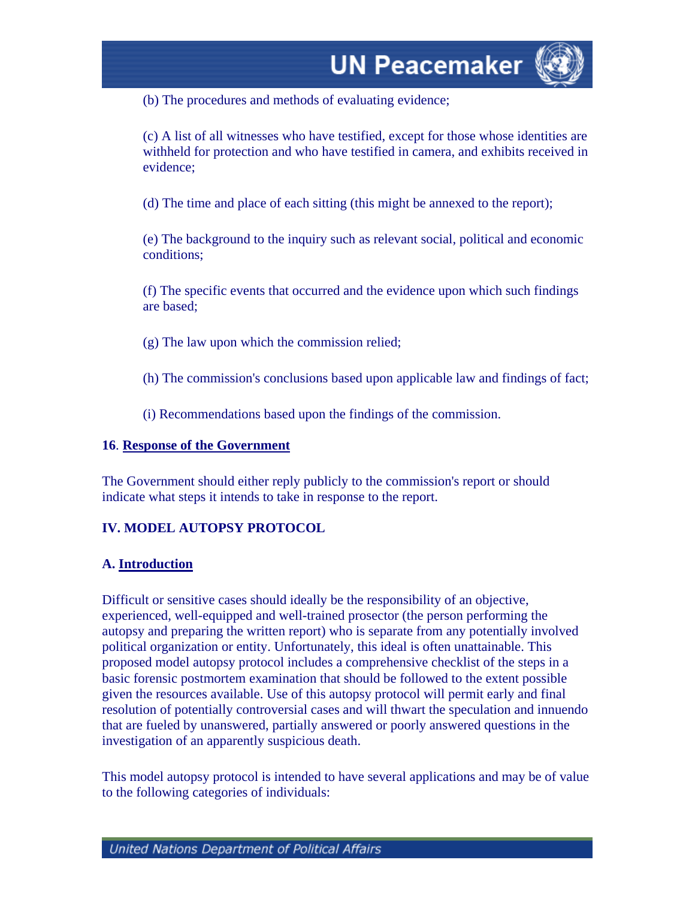(b) The procedures and methods of evaluating evidence;

(c) A list of all witnesses who have testified, except for those whose identities are withheld for protection and who have testified in camera, and exhibits received in evidence;

(d) The time and place of each sitting (this might be annexed to the report);

(e) The background to the inquiry such as relevant social, political and economic conditions;

(f) The specific events that occurred and the evidence upon which such findings are based;

(g) The law upon which the commission relied;

(h) The commission's conclusions based upon applicable law and findings of fact;

(i) Recommendations based upon the findings of the commission.

**16**. **Response of the Government**

The Government should either reply publicly to the commission's report or should indicate what steps it intends to take in response to the report.

## IV. MODEL AUTOPSY PROTOCOL

### A. Introduction

Difficult or sensitive cases should ideally be the responsibility of an objective, experienced, well-equipped and well-trained prosector (the person performing the autopsy and preparing the written report) who is separate from any potentially involved political organization or entity. Unfortunately, this ideal is often unattainable. This proposed model autopsy protocol includes a comprehensive checklist of the steps in a basic forensic postmortem examination that should be followed to the extent possible given the resources available. Use of this autopsy protocol will permit early and final resolution of potentially controversial cases and will thwart the speculation and innuendo that are fueled by unanswered, partially answered or poorly answered questions in the investigation of an apparently suspicious death.

This model autopsy protocol is intended to have several applications and may be of value to the following categories of individuals: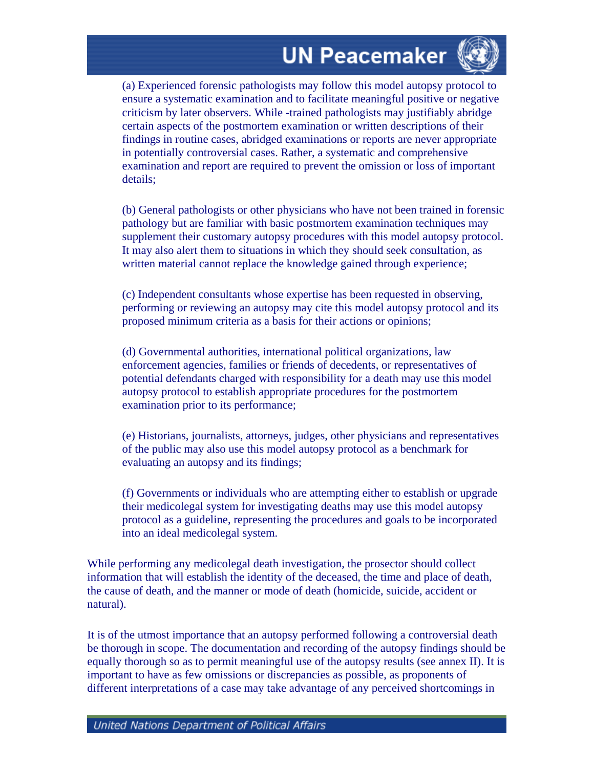(a) Experienced forensic pathologists may follow this model autopsy protocol to ensure a systematic examination and to facilitate meaningful positive or negative criticism by later observers. While -trained pathologists may justifiably abridge certain aspects of the postmortem examination or written descriptions of their findings in routine cases, abridged examinations or reports are never appropriate in potentially controversial cases. Rather, a systematic and comprehensive examination and report are required to prevent the omission or loss of important details;

(b) General pathologists or other physicians who have not been trained in forensic pathology but are familiar with basic postmortem examination techniques may supplement their customary autopsy procedures with this model autopsy protocol. It may also alert them to situations in which they should seek consultation, as written material cannot replace the knowledge gained through experience;

(c) Independent consultants whose expertise has been requested in observing, performing or reviewing an autopsy may cite this model autopsy protocol and its proposed minimum criteria as a basis for their actions or opinions;

(d) Governmental authorities, international political organizations, law enforcement agencies, families or friends of decedents, or representatives of potential defendants charged with responsibility for a death may use this model autopsy protocol to establish appropriate procedures for the postmortem examination prior to its performance;

(e) Historians, journalists, attorneys, judges, other physicians and representatives of the public may also use this model autopsy protocol as a benchmark for evaluating an autopsy and its findings;

(f) Governments or individuals who are attempting either to establish or upgrade their medicolegal system for investigating deaths may use this model autopsy protocol as a guideline, representing the procedures and goals to be incorporated into an ideal medicolegal system.

While performing any medicolegal death investigation, the prosector should collect information that will establish the identity of the deceased, the time and place of death, the cause of death, and the manner or mode of death (homicide, suicide, accident or natural).

It is of the utmost importance that an autopsy performed following a controversial death be thorough in scope. The documentation and recording of the autopsy findings should be equally thorough so as to permit meaningful use of the autopsy results (see annex II). It is important to have as few omissions or discrepancies as possible, as proponents of different interpretations of a case may take advantage of any perceived shortcomings in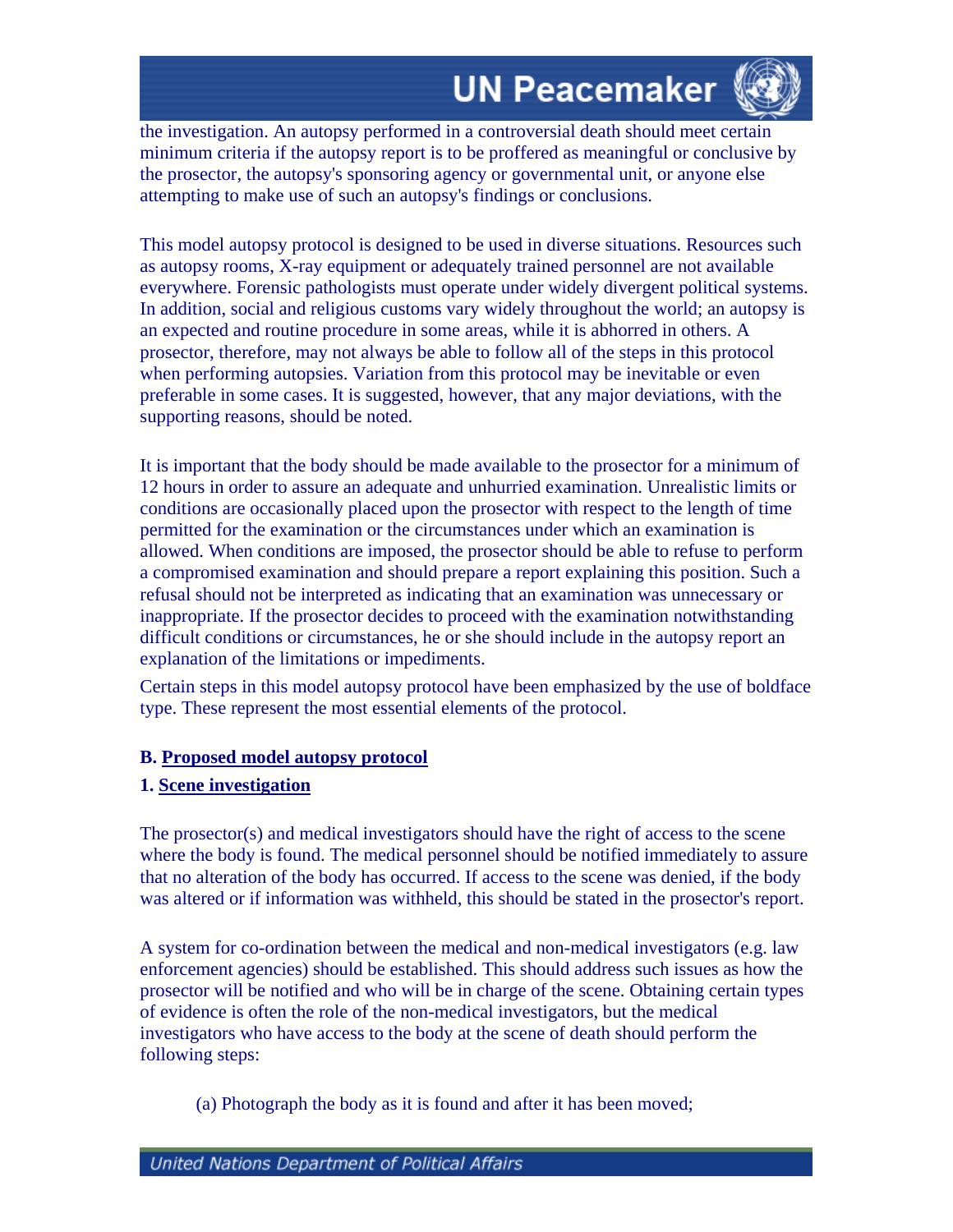the investigation. An autopsy performed in a controversial death should meet certain minimum criteria if the autopsy report is to be proffered as meaningful or conclusive by the prosector, the autopsy's sponsoring agency or governmental unit, or anyone else attempting to make use of such an autopsy's findings or conclusions.

This model autopsy protocol is designed to be used in diverse situations. Resources such as autopsy rooms, X-ray equipment or adequately trained personnel are not available everywhere. Forensic pathologists must operate under widely divergent political systems. In addition, social and religious customs vary widely throughout the world; an autopsy is an expected and routine procedure in some areas, while it is abhorred in others. A prosector, therefore, may not always be able to follow all of the steps in this protocol when performing autopsies. Variation from this protocol may be inevitable or even preferable in some cases. It is suggested, however, that any major deviations, with the supporting reasons, should be noted.

It is important that the body should be made available to the prosector for a minimum of 12 hours in order to assure an adequate and unhurried examination. Unrealistic limits or conditions are occasionally placed upon the prosector with respect to the length of time permitted for the examination or the circumstances under which an examination is allowed. When conditions are imposed, the prosector should be able to refuse to perform a compromised examination and should prepare a report explaining this position. Such a refusal should not be interpreted as indicating that an examination was unnecessary or inappropriate. If the prosector decides to proceed with the examination notwithstanding difficult conditions or circumstances, he or she should include in the autopsy report an explanation of the limitations or impediments.

Certain steps in this model autopsy protocol have been emphasized by the use of boldface type. These represent the most essential elements of the protocol.

## B. Proposed model autopsy protocol

### 1. Scene investigation

The prosector(s) and medical investigators should have the right of access to the scene where the body is found. The medical personnel should be notified immediately to assure that no alteration of the body has occurred. If access to the scene was denied, if the body was altered or if information was withheld, this should be stated in the prosector's report.

A system for co-ordination between the medical and non-medical investigators (e.g. law enforcement agencies) should be established. This should address such issues as how the prosector will be notified and who will be in charge of the scene. Obtaining certain types of evidence is often the role of the non-medical investigators, but the medical investigators who have access to the body at the scene of death should perform the following steps:

(a) Photograph the body as it is found and after it has been moved;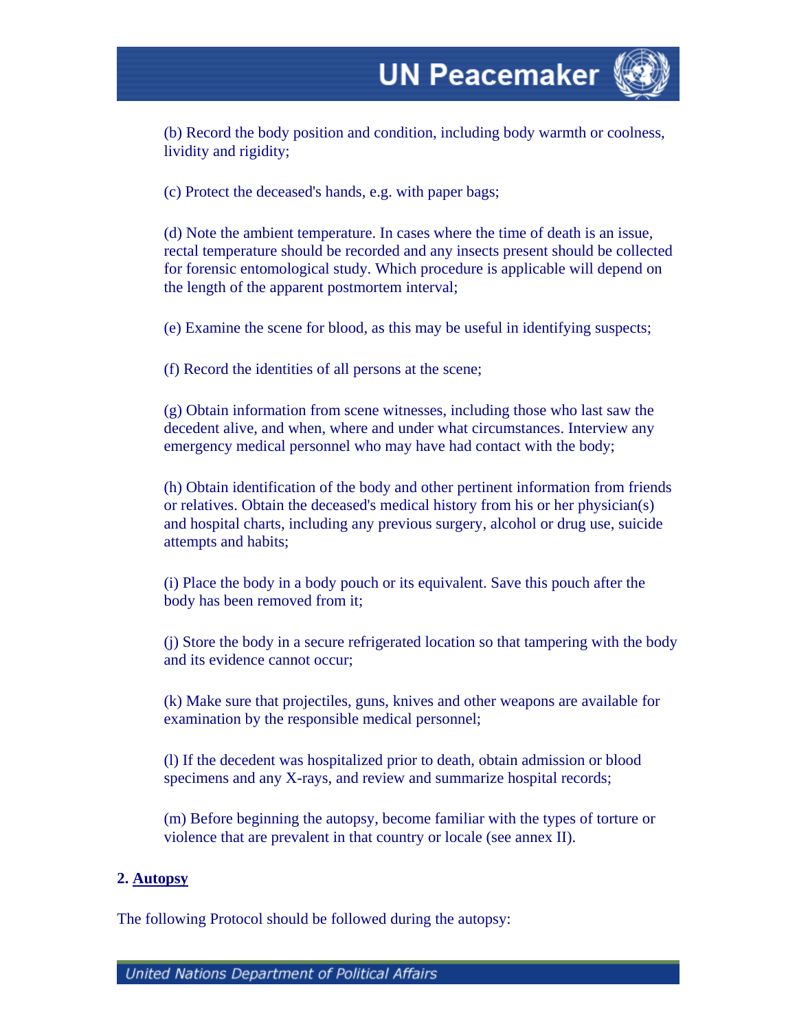(b) Record the body position and condition, including body warmth or coolness, lividity and rigidity;

(c) Protect the deceased's hands, e.g. with paper bags;

(d) Note the ambient temperature. In cases where the time of death is an issue, rectal temperature should be recorded and any insects present should be collected for forensic entomological study. Which procedure is applicable will depend on the length of the apparent postmortem interval;

(e) Examine the scene for blood, as this may be useful in identifying suspects;

(f) Record the identities of all persons at the scene;

(g) Obtain information from scene witnesses, including those who last saw the decedent alive, and when, where and under what circumstances. Interview any emergency medical personnel who may have had contact with the body;

(h) Obtain identification of the body and other pertinent information from friends or relatives. Obtain the deceased's medical history from his or her physician(s) and hospital charts, including any previous surgery, alcohol or drug use, suicide attempts and habits;

(i) Place the body in a body pouch or its equivalent. Save this pouch after the body has been removed from it;

(j) Store the body in a secure refrigerated location so that tampering with the body and its evidence cannot occur;

(k) Make sure that projectiles, guns, knives and other weapons are available for examination by the responsible medical personnel;

(l) If the decedent was hospitalized prior to death, obtain admission or blood specimens and any X-rays, and review and summarize hospital records;

(m) Before beginning the autopsy, become familiar with the types of torture or violence that are prevalent in that country or locale (see annex II).

**2. Autopsy**

The following Protocol should be followed during the autopsy: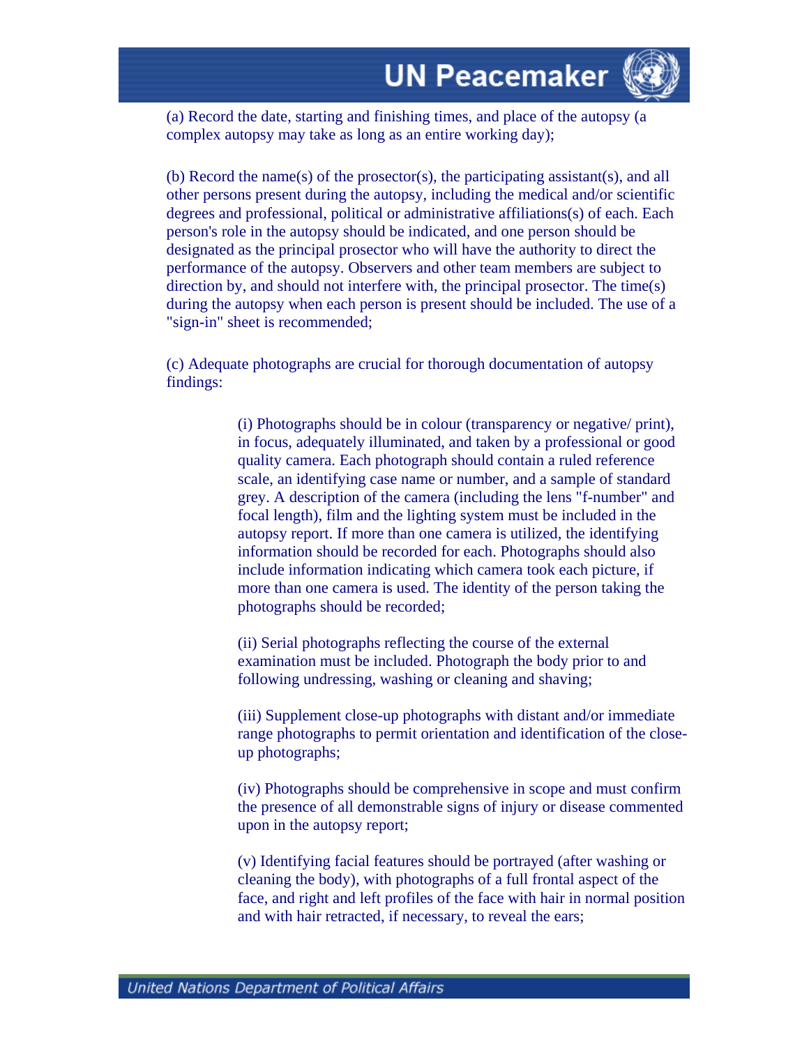(a) Record the date, starting and finishing times, and place of the autopsy (a complex autopsy may take as long as an entire working day);

(b) Record the name(s) of the prosector(s), the participating assistant(s), and all other persons present during the autopsy, including the medical and/or scientific degrees and professional, political or administrative affiliations(s) of each. Each person's role in the autopsy should be indicated, and one person should be designated as the principal prosector who will have the authority to direct the performance of the autopsy. Observers and other team members are subject to direction by, and should not interfere with, the principal prosector. The time(s) during the autopsy when each person is present should be included. The use of a "sign-in" sheet is recommended;

(c) Adequate photographs are crucial for thorough documentation of autopsy findings:

> (i) Photographs should be in colour (transparency or negative/ print), in focus, adequately illuminated, and taken by a professional or good quality camera. Each photograph should contain a ruled reference scale, an identifying case name or number, and a sample of standard grey. A description of the camera (including the lens "f-number" and focal length), film and the lighting system must be included in the autopsy report. If more than one camera is utilized, the identifying information should be recorded for each. Photographs should also include information indicating which camera took each picture, if more than one camera is used. The identity of the person taking the photographs should be recorded;
>
> (ii) Serial photographs reflecting the course of the external examination must be included. Photograph the body prior to and following undressing, washing or cleaning and shaving;
>
> (iii) Supplement close-up photographs with distant and/or immediate range photographs to permit orientation and identification of the close-up photographs;
>
> (iv) Photographs should be comprehensive in scope and must confirm the presence of all demonstrable signs of injury or disease commented upon in the autopsy report;
>
> (v) Identifying facial features should be portrayed (after washing or cleaning the body), with photographs of a full frontal aspect of the face, and right and left profiles of the face with hair in normal position and with hair retracted, if necessary, to reveal the ears;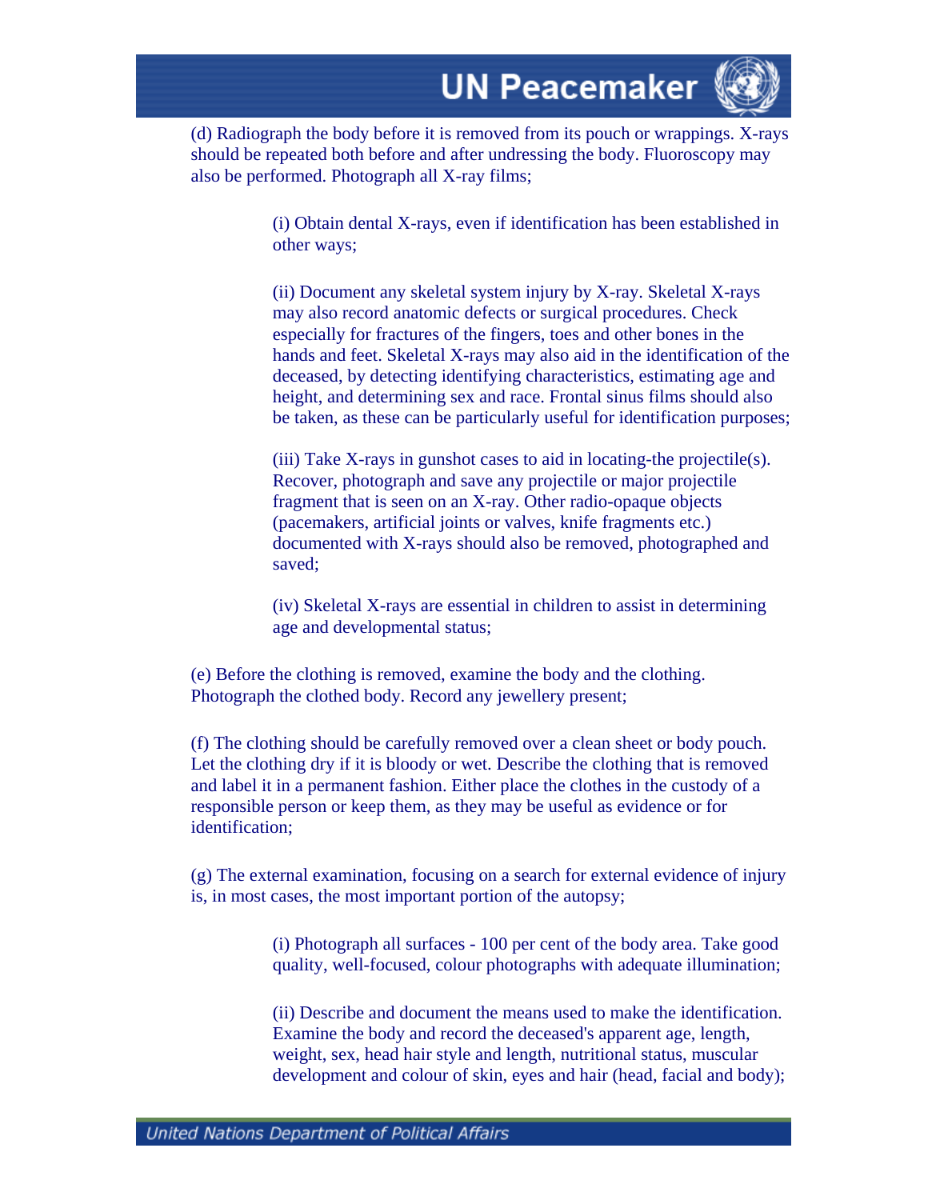(d) Radiograph the body before it is removed from its pouch or wrappings. X-rays should be repeated both before and after undressing the body. Fluoroscopy may also be performed. Photograph all X-ray films;

> (i) Obtain dental X-rays, even if identification has been established in other ways;
>
> (ii) Document any skeletal system injury by X-ray. Skeletal X-rays may also record anatomic defects or surgical procedures. Check especially for fractures of the fingers, toes and other bones in the hands and feet. Skeletal X-rays may also aid in the identification of the deceased, by detecting identifying characteristics, estimating age and height, and determining sex and race. Frontal sinus films should also be taken, as these can be particularly useful for identification purposes;
>
> (iii) Take X-rays in gunshot cases to aid in locating-the projectile(s). Recover, photograph and save any projectile or major projectile fragment that is seen on an X-ray. Other radio-opaque objects (pacemakers, artificial joints or valves, knife fragments etc.) documented with X-rays should also be removed, photographed and saved;
>
> (iv) Skeletal X-rays are essential in children to assist in determining age and developmental status;

(e) Before the clothing is removed, examine the body and the clothing. Photograph the clothed body. Record any jewellery present;

(f) The clothing should be carefully removed over a clean sheet or body pouch. Let the clothing dry if it is bloody or wet. Describe the clothing that is removed and label it in a permanent fashion. Either place the clothes in the custody of a responsible person or keep them, as they may be useful as evidence or for identification;

(g) The external examination, focusing on a search for external evidence of injury is, in most cases, the most important portion of the autopsy;

> (i) Photograph all surfaces - 100 per cent of the body area. Take good quality, well-focused, colour photographs with adequate illumination;
>
> (ii) Describe and document the means used to make the identification. Examine the body and record the deceased's apparent age, length, weight, sex, head hair style and length, nutritional status, muscular development and colour of skin, eyes and hair (head, facial and body);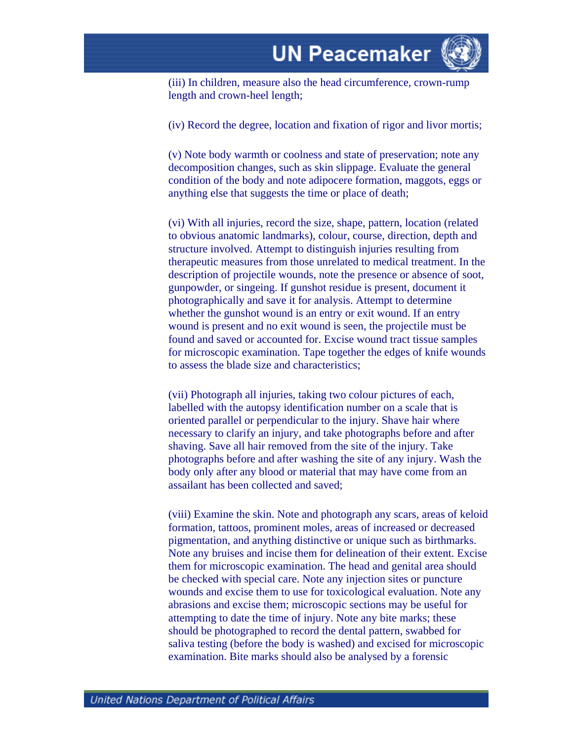(iii) In children, measure also the head circumference, crown-rump length and crown-heel length;

(iv) Record the degree, location and fixation of rigor and livor mortis;

(v) Note body warmth or coolness and state of preservation; note any decomposition changes, such as skin slippage. Evaluate the general condition of the body and note adipocere formation, maggots, eggs or anything else that suggests the time or place of death;

(vi) With all injuries, record the size, shape, pattern, location (related to obvious anatomic landmarks), colour, course, direction, depth and structure involved. Attempt to distinguish injuries resulting from therapeutic measures from those unrelated to medical treatment. In the description of projectile wounds, note the presence or absence of soot, gunpowder, or singeing. If gunshot residue is present, document it photographically and save it for analysis. Attempt to determine whether the gunshot wound is an entry or exit wound. If an entry wound is present and no exit wound is seen, the projectile must be found and saved or accounted for. Excise wound tract tissue samples for microscopic examination. Tape together the edges of knife wounds to assess the blade size and characteristics;

(vii) Photograph all injuries, taking two colour pictures of each, labelled with the autopsy identification number on a scale that is oriented parallel or perpendicular to the injury. Shave hair where necessary to clarify an injury, and take photographs before and after shaving. Save all hair removed from the site of the injury. Take photographs before and after washing the site of any injury. Wash the body only after any blood or material that may have come from an assailant has been collected and saved;

(viii) Examine the skin. Note and photograph any scars, areas of keloid formation, tattoos, prominent moles, areas of increased or decreased pigmentation, and anything distinctive or unique such as birthmarks. Note any bruises and incise them for delineation of their extent. Excise them for microscopic examination. The head and genital area should be checked with special care. Note any injection sites or puncture wounds and excise them to use for toxicological evaluation. Note any abrasions and excise them; microscopic sections may be useful for attempting to date the time of injury. Note any bite marks; these should be photographed to record the dental pattern, swabbed for saliva testing (before the body is washed) and excised for microscopic examination. Bite marks should also be analysed by a forensic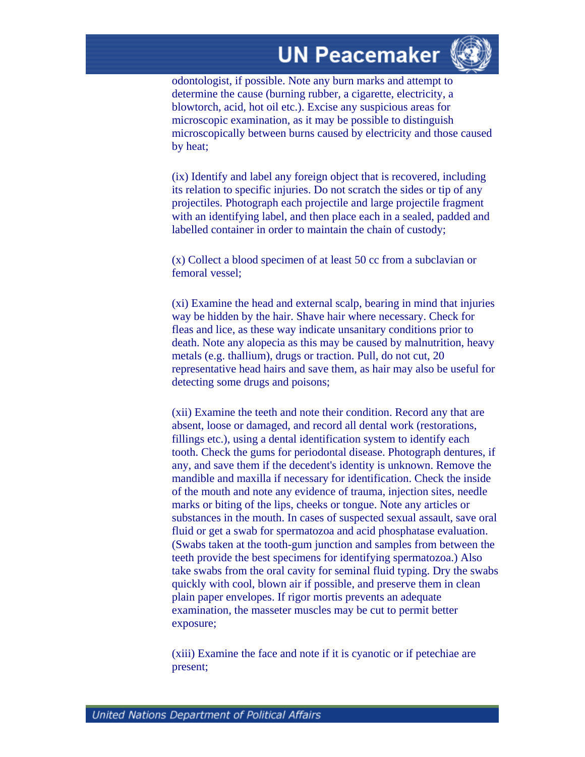odontologist, if possible. Note any burn marks and attempt to determine the cause (burning rubber, a cigarette, electricity, a blowtorch, acid, hot oil etc.). Excise any suspicious areas for microscopic examination, as it may be possible to distinguish microscopically between burns caused by electricity and those caused by heat;

(ix) Identify and label any foreign object that is recovered, including its relation to specific injuries. Do not scratch the sides or tip of any projectiles. Photograph each projectile and large projectile fragment with an identifying label, and then place each in a sealed, padded and labelled container in order to maintain the chain of custody;

(x) Collect a blood specimen of at least 50 cc from a subclavian or femoral vessel;

(xi) Examine the head and external scalp, bearing in mind that injuries way be hidden by the hair. Shave hair where necessary. Check for fleas and lice, as these way indicate unsanitary conditions prior to death. Note any alopecia as this may be caused by malnutrition, heavy metals (e.g. thallium), drugs or traction. Pull, do not cut, 20 representative head hairs and save them, as hair may also be useful for detecting some drugs and poisons;

(xii) Examine the teeth and note their condition. Record any that are absent, loose or damaged, and record all dental work (restorations, fillings etc.), using a dental identification system to identify each tooth. Check the gums for periodontal disease. Photograph dentures, if any, and save them if the decedent's identity is unknown. Remove the mandible and maxilla if necessary for identification. Check the inside of the mouth and note any evidence of trauma, injection sites, needle marks or biting of the lips, cheeks or tongue. Note any articles or substances in the mouth. In cases of suspected sexual assault, save oral fluid or get a swab for spermatozoa and acid phosphatase evaluation. (Swabs taken at the tooth-gum junction and samples from between the teeth provide the best specimens for identifying spermatozoa.) Also take swabs from the oral cavity for seminal fluid typing. Dry the swabs quickly with cool, blown air if possible, and preserve them in clean plain paper envelopes. If rigor mortis prevents an adequate examination, the masseter muscles may be cut to permit better exposure;

(xiii) Examine the face and note if it is cyanotic or if petechiae are present;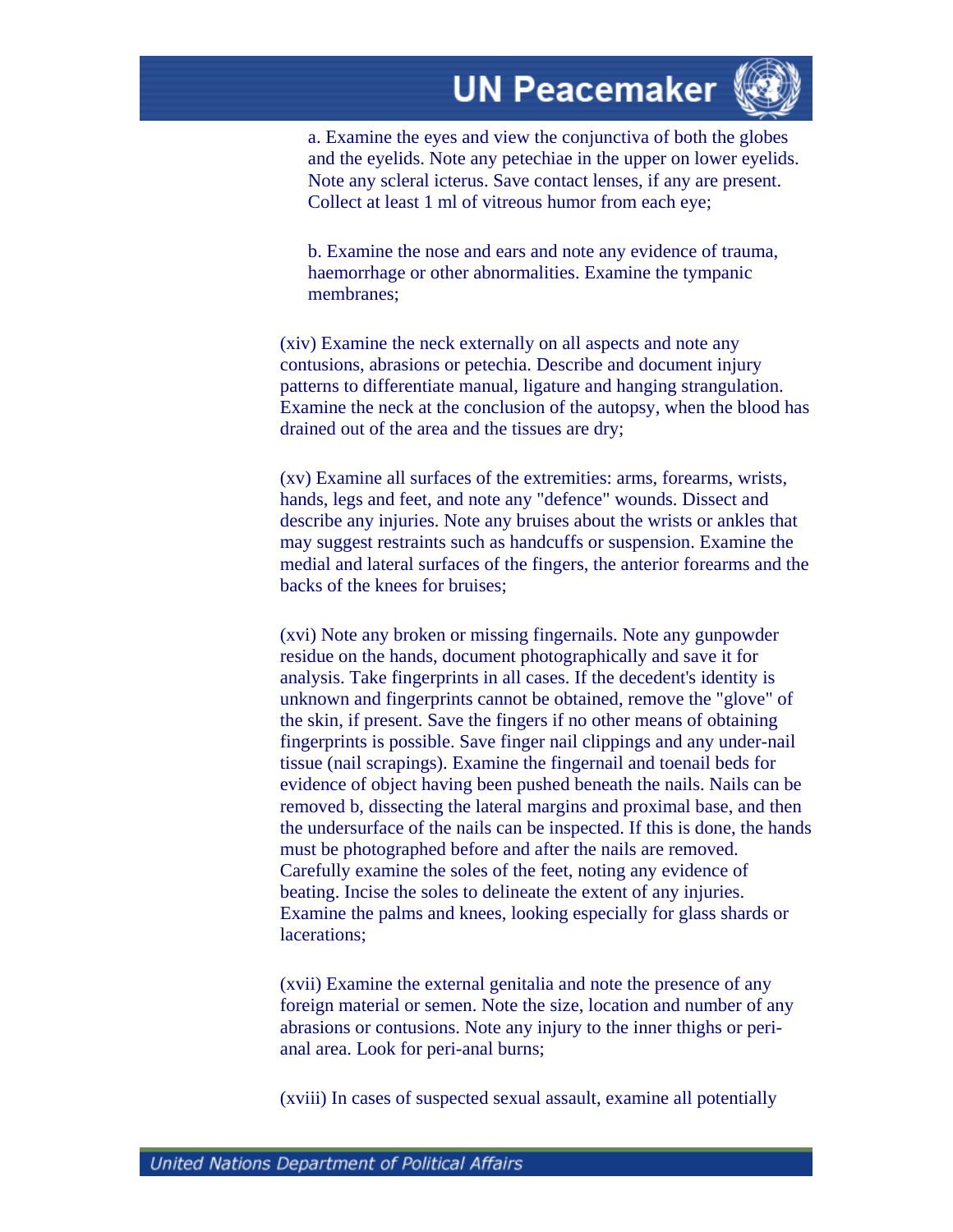a. Examine the eyes and view the conjunctiva of both the globes and the eyelids. Note any petechiae in the upper on lower eyelids. Note any scleral icterus. Save contact lenses, if any are present. Collect at least 1 ml of vitreous humor from each eye;

b. Examine the nose and ears and note any evidence of trauma, haemorrhage or other abnormalities. Examine the tympanic membranes;

(xiv) Examine the neck externally on all aspects and note any contusions, abrasions or petechia. Describe and document injury patterns to differentiate manual, ligature and hanging strangulation. Examine the neck at the conclusion of the autopsy, when the blood has drained out of the area and the tissues are dry;

(xv) Examine all surfaces of the extremities: arms, forearms, wrists, hands, legs and feet, and note any "defence" wounds. Dissect and describe any injuries. Note any bruises about the wrists or ankles that may suggest restraints such as handcuffs or suspension. Examine the medial and lateral surfaces of the fingers, the anterior forearms and the backs of the knees for bruises;

(xvi) Note any broken or missing fingernails. Note any gunpowder residue on the hands, document photographically and save it for analysis. Take fingerprints in all cases. If the decedent's identity is unknown and fingerprints cannot be obtained, remove the "glove" of the skin, if present. Save the fingers if no other means of obtaining fingerprints is possible. Save finger nail clippings and any under-nail tissue (nail scrapings). Examine the fingernail and toenail beds for evidence of object having been pushed beneath the nails. Nails can be removed b, dissecting the lateral margins and proximal base, and then the undersurface of the nails can be inspected. If this is done, the hands must be photographed before and after the nails are removed. Carefully examine the soles of the feet, noting any evidence of beating. Incise the soles to delineate the extent of any injuries. Examine the palms and knees, looking especially for glass shards or lacerations;

(xvii) Examine the external genitalia and note the presence of any foreign material or semen. Note the size, location and number of any abrasions or contusions. Note any injury to the inner thighs or peri-anal area. Look for peri-anal burns;

(xviii) In cases of suspected sexual assault, examine all potentially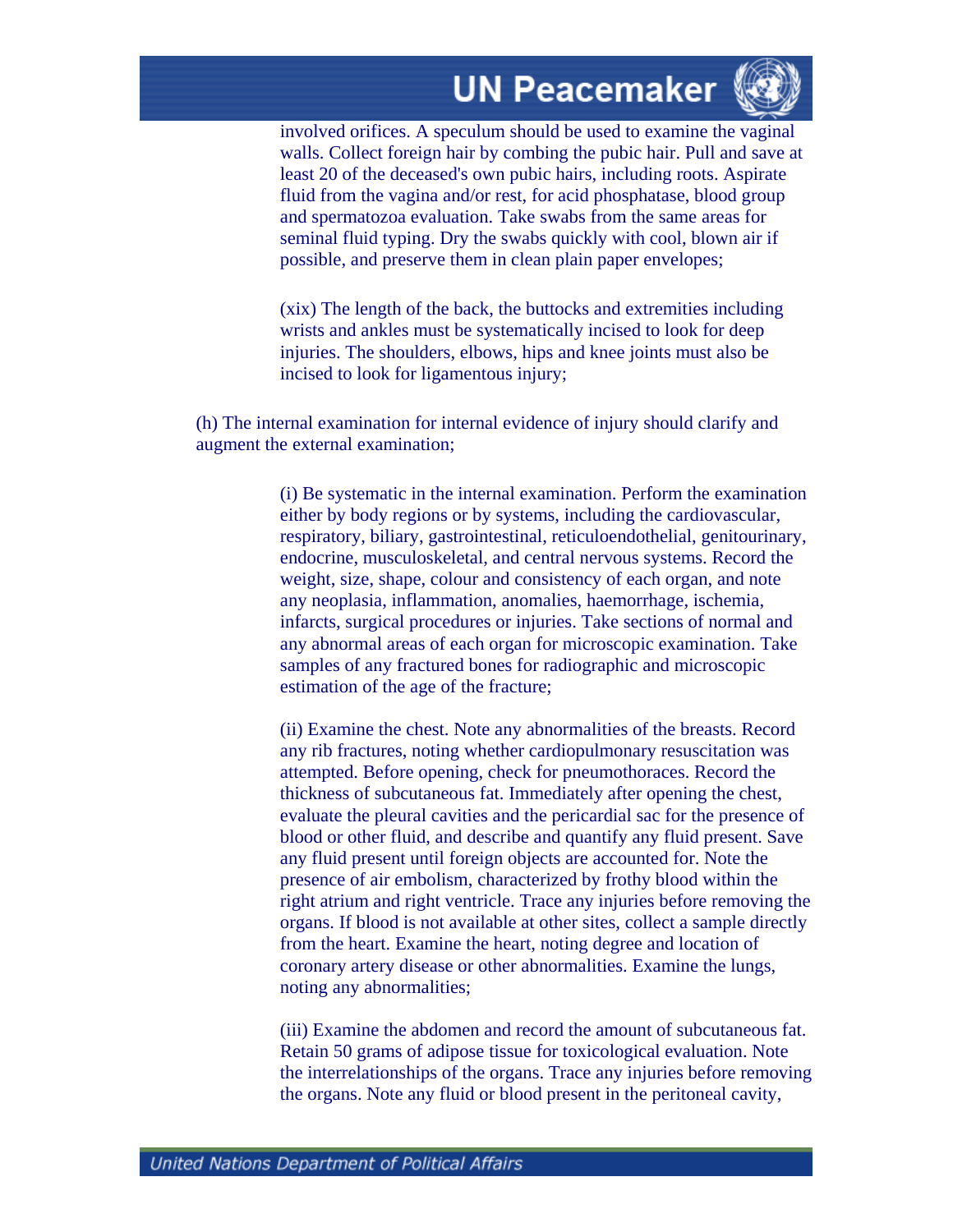involved orifices. A speculum should be used to examine the vaginal walls. Collect foreign hair by combing the pubic hair. Pull and save at least 20 of the deceased's own pubic hairs, including roots. Aspirate fluid from the vagina and/or rest, for acid phosphatase, blood group and spermatozoa evaluation. Take swabs from the same areas for seminal fluid typing. Dry the swabs quickly with cool, blown air if possible, and preserve them in clean plain paper envelopes;

(xix) The length of the back, the buttocks and extremities including wrists and ankles must be systematically incised to look for deep injuries. The shoulders, elbows, hips and knee joints must also be incised to look for ligamentous injury;

(h) The internal examination for internal evidence of injury should clarify and augment the external examination;

(i) Be systematic in the internal examination. Perform the examination either by body regions or by systems, including the cardiovascular, respiratory, biliary, gastrointestinal, reticuloendothelial, genitourinary, endocrine, musculoskeletal, and central nervous systems. Record the weight, size, shape, colour and consistency of each organ, and note any neoplasia, inflammation, anomalies, haemorrhage, ischemia, infarcts, surgical procedures or injuries. Take sections of normal and any abnormal areas of each organ for microscopic examination. Take samples of any fractured bones for radiographic and microscopic estimation of the age of the fracture;

(ii) Examine the chest. Note any abnormalities of the breasts. Record any rib fractures, noting whether cardiopulmonary resuscitation was attempted. Before opening, check for pneumothoraces. Record the thickness of subcutaneous fat. Immediately after opening the chest, evaluate the pleural cavities and the pericardial sac for the presence of blood or other fluid, and describe and quantify any fluid present. Save any fluid present until foreign objects are accounted for. Note the presence of air embolism, characterized by frothy blood within the right atrium and right ventricle. Trace any injuries before removing the organs. If blood is not available at other sites, collect a sample directly from the heart. Examine the heart, noting degree and location of coronary artery disease or other abnormalities. Examine the lungs, noting any abnormalities;

(iii) Examine the abdomen and record the amount of subcutaneous fat. Retain 50 grams of adipose tissue for toxicological evaluation. Note the interrelationships of the organs. Trace any injuries before removing the organs. Note any fluid or blood present in the peritoneal cavity,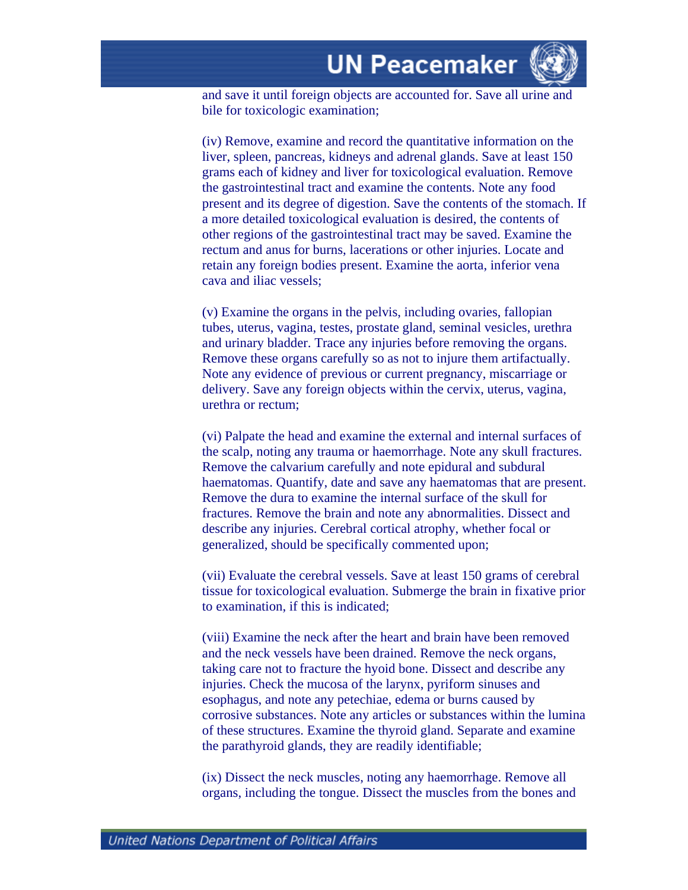and save it until foreign objects are accounted for. Save all urine and bile for toxicologic examination;

(iv) Remove, examine and record the quantitative information on the liver, spleen, pancreas, kidneys and adrenal glands. Save at least 150 grams each of kidney and liver for toxicological evaluation. Remove the gastrointestinal tract and examine the contents. Note any food present and its degree of digestion. Save the contents of the stomach. If a more detailed toxicological evaluation is desired, the contents of other regions of the gastrointestinal tract may be saved. Examine the rectum and anus for burns, lacerations or other injuries. Locate and retain any foreign bodies present. Examine the aorta, inferior vena cava and iliac vessels;

(v) Examine the organs in the pelvis, including ovaries, fallopian tubes, uterus, vagina, testes, prostate gland, seminal vesicles, urethra and urinary bladder. Trace any injuries before removing the organs. Remove these organs carefully so as not to injure them artifactually. Note any evidence of previous or current pregnancy, miscarriage or delivery. Save any foreign objects within the cervix, uterus, vagina, urethra or rectum;

(vi) Palpate the head and examine the external and internal surfaces of the scalp, noting any trauma or haemorrhage. Note any skull fractures. Remove the calvarium carefully and note epidural and subdural haematomas. Quantify, date and save any haematomas that are present. Remove the dura to examine the internal surface of the skull for fractures. Remove the brain and note any abnormalities. Dissect and describe any injuries. Cerebral cortical atrophy, whether focal or generalized, should be specifically commented upon;

(vii) Evaluate the cerebral vessels. Save at least 150 grams of cerebral tissue for toxicological evaluation. Submerge the brain in fixative prior to examination, if this is indicated;

(viii) Examine the neck after the heart and brain have been removed and the neck vessels have been drained. Remove the neck organs, taking care not to fracture the hyoid bone. Dissect and describe any injuries. Check the mucosa of the larynx, pyriform sinuses and esophagus, and note any petechiae, edema or burns caused by corrosive substances. Note any articles or substances within the lumina of these structures. Examine the thyroid gland. Separate and examine the parathyroid glands, they are readily identifiable;

(ix) Dissect the neck muscles, noting any haemorrhage. Remove all organs, including the tongue. Dissect the muscles from the bones and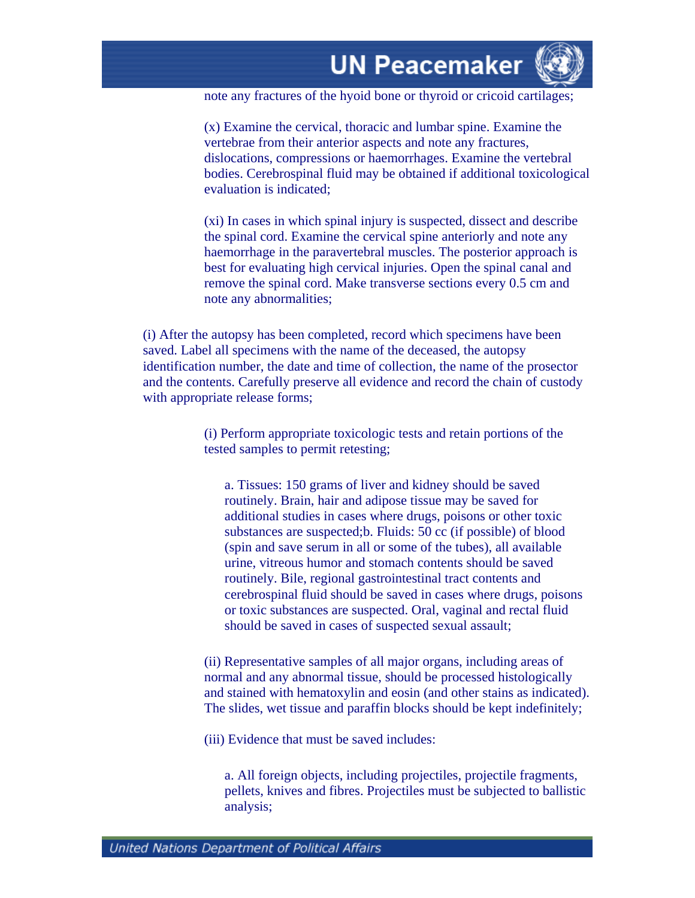note any fractures of the hyoid bone or thyroid or cricoid cartilages;

(x) Examine the cervical, thoracic and lumbar spine. Examine the vertebrae from their anterior aspects and note any fractures, dislocations, compressions or haemorrhages. Examine the vertebral bodies. Cerebrospinal fluid may be obtained if additional toxicological evaluation is indicated;

(xi) In cases in which spinal injury is suspected, dissect and describe the spinal cord. Examine the cervical spine anteriorly and note any haemorrhage in the paravertebral muscles. The posterior approach is best for evaluating high cervical injuries. Open the spinal canal and remove the spinal cord. Make transverse sections every 0.5 cm and note any abnormalities;

(i) After the autopsy has been completed, record which specimens have been saved. Label all specimens with the name of the deceased, the autopsy identification number, the date and time of collection, the name of the prosector and the contents. Carefully preserve all evidence and record the chain of custody with appropriate release forms;

(i) Perform appropriate toxicologic tests and retain portions of the tested samples to permit retesting;

a. Tissues: 150 grams of liver and kidney should be saved routinely. Brain, hair and adipose tissue may be saved for additional studies in cases where drugs, poisons or other toxic substances are suspected;b. Fluids: 50 cc (if possible) of blood (spin and save serum in all or some of the tubes), all available urine, vitreous humor and stomach contents should be saved routinely. Bile, regional gastrointestinal tract contents and cerebrospinal fluid should be saved in cases where drugs, poisons or toxic substances are suspected. Oral, vaginal and rectal fluid should be saved in cases of suspected sexual assault;

(ii) Representative samples of all major organs, including areas of normal and any abnormal tissue, should be processed histologically and stained with hematoxylin and eosin (and other stains as indicated). The slides, wet tissue and paraffin blocks should be kept indefinitely;

(iii) Evidence that must be saved includes:

a. All foreign objects, including projectiles, projectile fragments, pellets, knives and fibres. Projectiles must be subjected to ballistic analysis;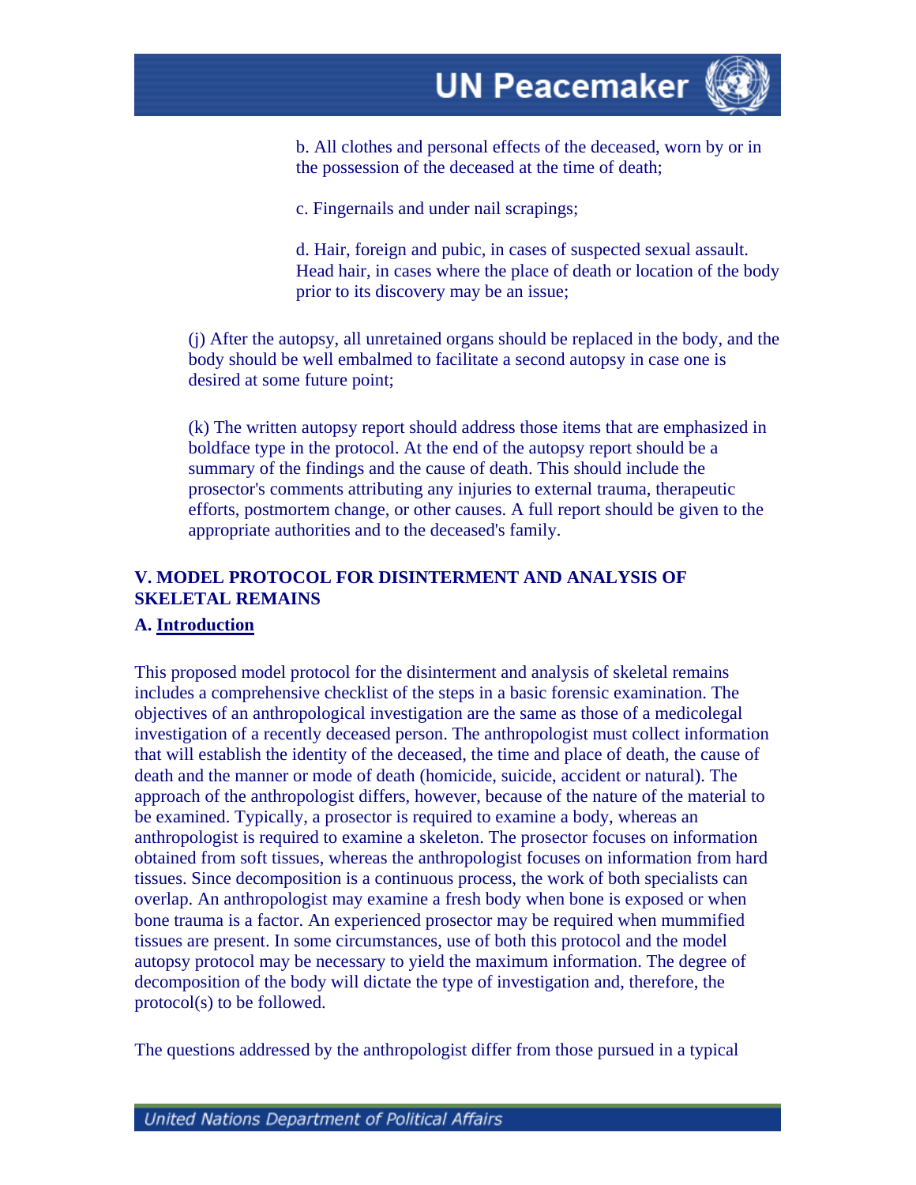b. All clothes and personal effects of the deceased, worn by or in the possession of the deceased at the time of death;

c. Fingernails and under nail scrapings;

d. Hair, foreign and pubic, in cases of suspected sexual assault. Head hair, in cases where the place of death or location of the body prior to its discovery may be an issue;

(j) After the autopsy, all unretained organs should be replaced in the body, and the body should be well embalmed to facilitate a second autopsy in case one is desired at some future point;

(k) The written autopsy report should address those items that are emphasized in boldface type in the protocol. At the end of the autopsy report should be a summary of the findings and the cause of death. This should include the prosector's comments attributing any injuries to external trauma, therapeutic efforts, postmortem change, or other causes. A full report should be given to the appropriate authorities and to the deceased's family.

## V. MODEL PROTOCOL FOR DISINTERMENT AND ANALYSIS OF SKELETAL REMAINS

### A. Introduction

This proposed model protocol for the disinterment and analysis of skeletal remains includes a comprehensive checklist of the steps in a basic forensic examination. The objectives of an anthropological investigation are the same as those of a medicolegal investigation of a recently deceased person. The anthropologist must collect information that will establish the identity of the deceased, the time and place of death, the cause of death and the manner or mode of death (homicide, suicide, accident or natural). The approach of the anthropologist differs, however, because of the nature of the material to be examined. Typically, a prosector is required to examine a body, whereas an anthropologist is required to examine a skeleton. The prosector focuses on information obtained from soft tissues, whereas the anthropologist focuses on information from hard tissues. Since decomposition is a continuous process, the work of both specialists can overlap. An anthropologist may examine a fresh body when bone is exposed or when bone trauma is a factor. An experienced prosector may be required when mummified tissues are present. In some circumstances, use of both this protocol and the model autopsy protocol may be necessary to yield the maximum information. The degree of decomposition of the body will dictate the type of investigation and, therefore, the protocol(s) to be followed.

The questions addressed by the anthropologist differ from those pursued in a typical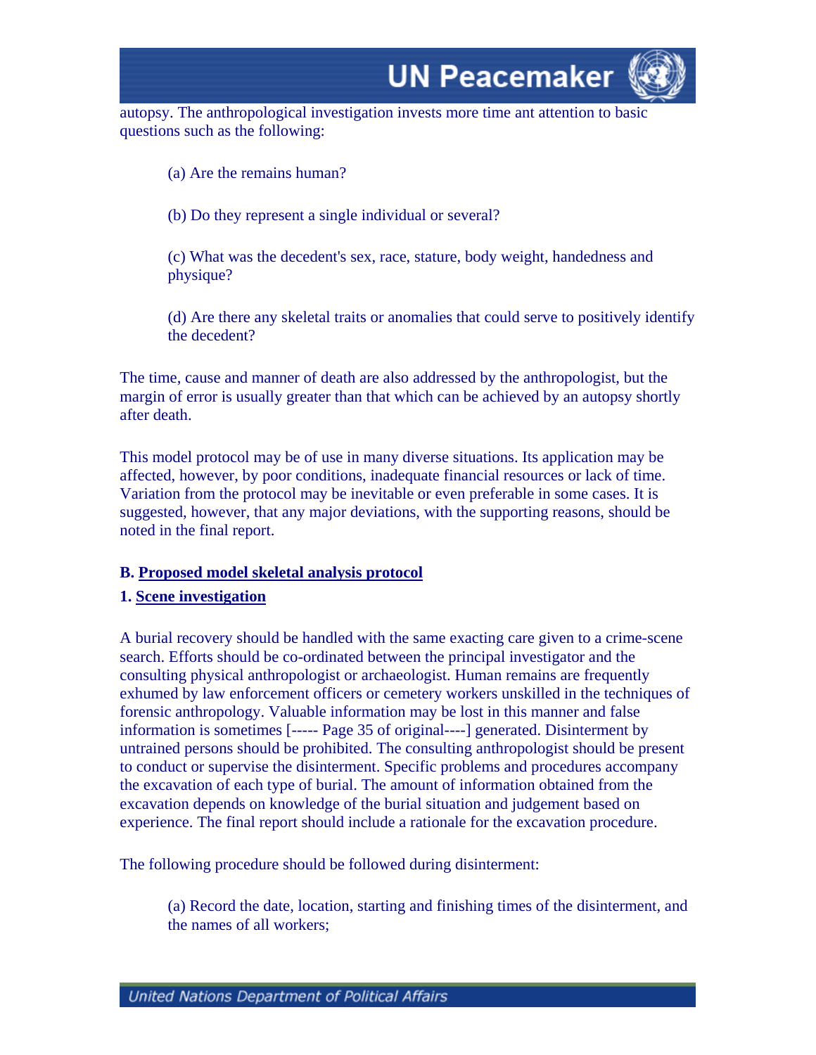autopsy. The anthropological investigation invests more time ant attention to basic questions such as the following:

(a) Are the remains human?

(b) Do they represent a single individual or several?

(c) What was the decedent's sex, race, stature, body weight, handedness and physique?

(d) Are there any skeletal traits or anomalies that could serve to positively identify the decedent?

The time, cause and manner of death are also addressed by the anthropologist, but the margin of error is usually greater than that which can be achieved by an autopsy shortly after death.

This model protocol may be of use in many diverse situations. Its application may be affected, however, by poor conditions, inadequate financial resources or lack of time. Variation from the protocol may be inevitable or even preferable in some cases. It is suggested, however, that any major deviations, with the supporting reasons, should be noted in the final report.

**B. Proposed model skeletal analysis protocol**

**1. Scene investigation**

A burial recovery should be handled with the same exacting care given to a crime-scene search. Efforts should be co-ordinated between the principal investigator and the consulting physical anthropologist or archaeologist. Human remains are frequently exhumed by law enforcement officers or cemetery workers unskilled in the techniques of forensic anthropology. Valuable information may be lost in this manner and false information is sometimes [----- Page 35 of original----] generated. Disinterment by untrained persons should be prohibited. The consulting anthropologist should be present to conduct or supervise the disinterment. Specific problems and procedures accompany the excavation of each type of burial. The amount of information obtained from the excavation depends on knowledge of the burial situation and judgement based on experience. The final report should include a rationale for the excavation procedure.

The following procedure should be followed during disinterment:

(a) Record the date, location, starting and finishing times of the disinterment, and the names of all workers;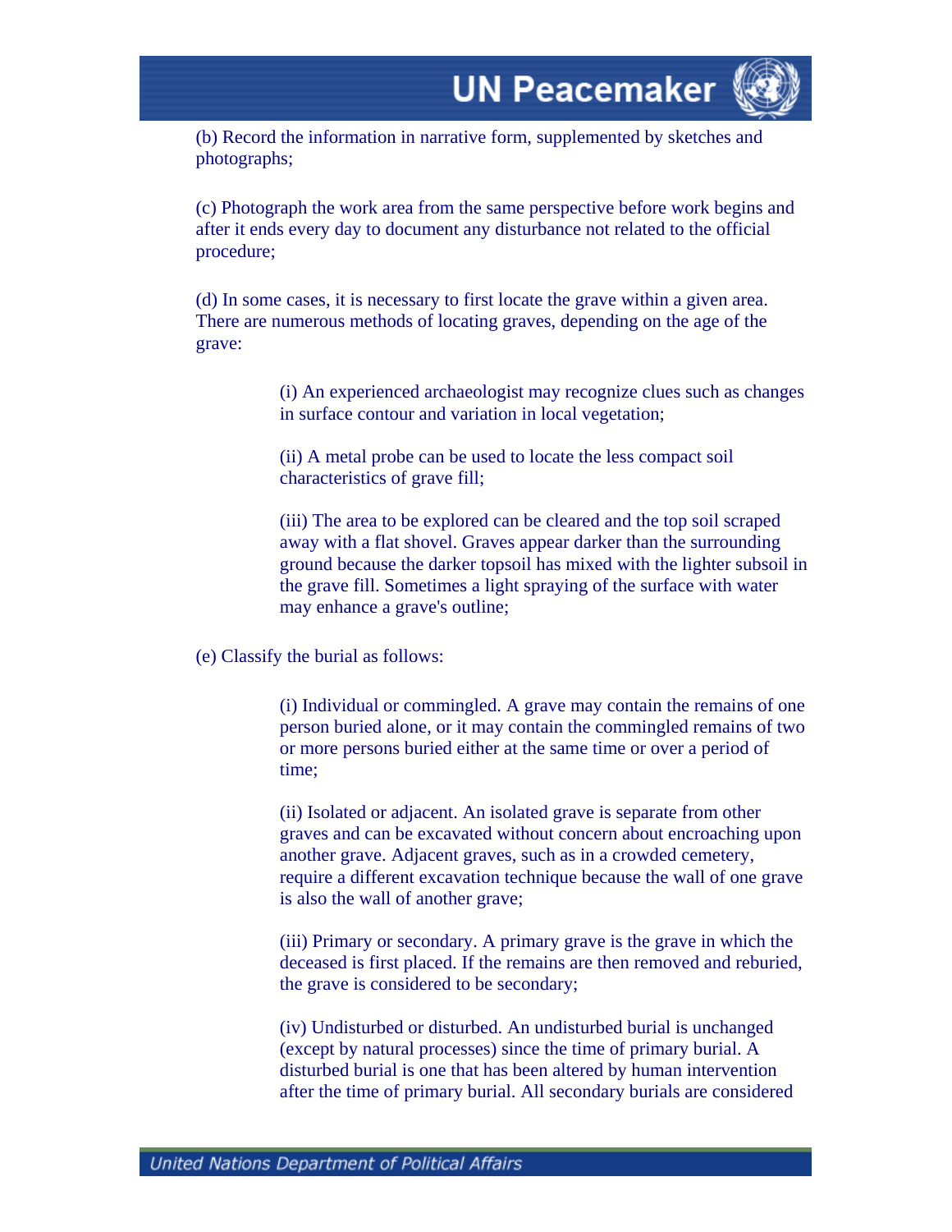(b) Record the information in narrative form, supplemented by sketches and photographs;

(c) Photograph the work area from the same perspective before work begins and after it ends every day to document any disturbance not related to the official procedure;

(d) In some cases, it is necessary to first locate the grave within a given area. There are numerous methods of locating graves, depending on the age of the grave:

> (i) An experienced archaeologist may recognize clues such as changes in surface contour and variation in local vegetation;
>
> (ii) A metal probe can be used to locate the less compact soil characteristics of grave fill;
>
> (iii) The area to be explored can be cleared and the top soil scraped away with a flat shovel. Graves appear darker than the surrounding ground because the darker topsoil has mixed with the lighter subsoil in the grave fill. Sometimes a light spraying of the surface with water may enhance a grave's outline;

(e) Classify the burial as follows:

> (i) Individual or commingled. A grave may contain the remains of one person buried alone, or it may contain the commingled remains of two or more persons buried either at the same time or over a period of time;
>
> (ii) Isolated or adjacent. An isolated grave is separate from other graves and can be excavated without concern about encroaching upon another grave. Adjacent graves, such as in a crowded cemetery, require a different excavation technique because the wall of one grave is also the wall of another grave;
>
> (iii) Primary or secondary. A primary grave is the grave in which the deceased is first placed. If the remains are then removed and reburied, the grave is considered to be secondary;
>
> (iv) Undisturbed or disturbed. An undisturbed burial is unchanged (except by natural processes) since the time of primary burial. A disturbed burial is one that has been altered by human intervention after the time of primary burial. All secondary burials are considered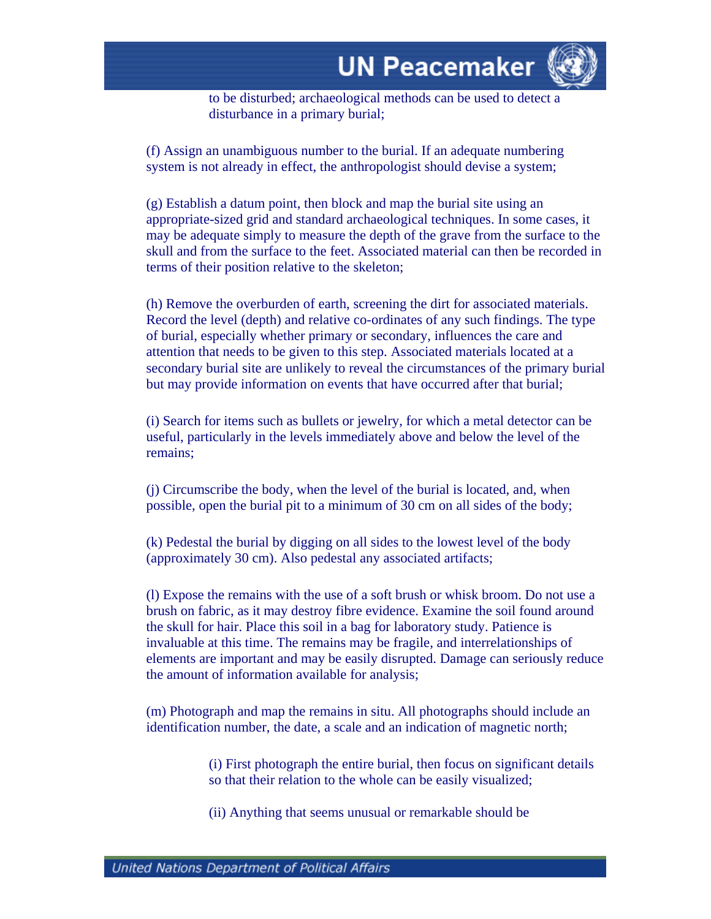to be disturbed; archaeological methods can be used to detect a disturbance in a primary burial;

(f) Assign an unambiguous number to the burial. If an adequate numbering system is not already in effect, the anthropologist should devise a system;

(g) Establish a datum point, then block and map the burial site using an appropriate-sized grid and standard archaeological techniques. In some cases, it may be adequate simply to measure the depth of the grave from the surface to the skull and from the surface to the feet. Associated material can then be recorded in terms of their position relative to the skeleton;

(h) Remove the overburden of earth, screening the dirt for associated materials. Record the level (depth) and relative co-ordinates of any such findings. The type of burial, especially whether primary or secondary, influences the care and attention that needs to be given to this step. Associated materials located at a secondary burial site are unlikely to reveal the circumstances of the primary burial but may provide information on events that have occurred after that burial;

(i) Search for items such as bullets or jewelry, for which a metal detector can be useful, particularly in the levels immediately above and below the level of the remains;

(j) Circumscribe the body, when the level of the burial is located, and, when possible, open the burial pit to a minimum of 30 cm on all sides of the body;

(k) Pedestal the burial by digging on all sides to the lowest level of the body (approximately 30 cm). Also pedestal any associated artifacts;

(l) Expose the remains with the use of a soft brush or whisk broom. Do not use a brush on fabric, as it may destroy fibre evidence. Examine the soil found around the skull for hair. Place this soil in a bag for laboratory study. Patience is invaluable at this time. The remains may be fragile, and interrelationships of elements are important and may be easily disrupted. Damage can seriously reduce the amount of information available for analysis;

(m) Photograph and map the remains in situ. All photographs should include an identification number, the date, a scale and an indication of magnetic north;

(i) First photograph the entire burial, then focus on significant details so that their relation to the whole can be easily visualized;

(ii) Anything that seems unusual or remarkable should be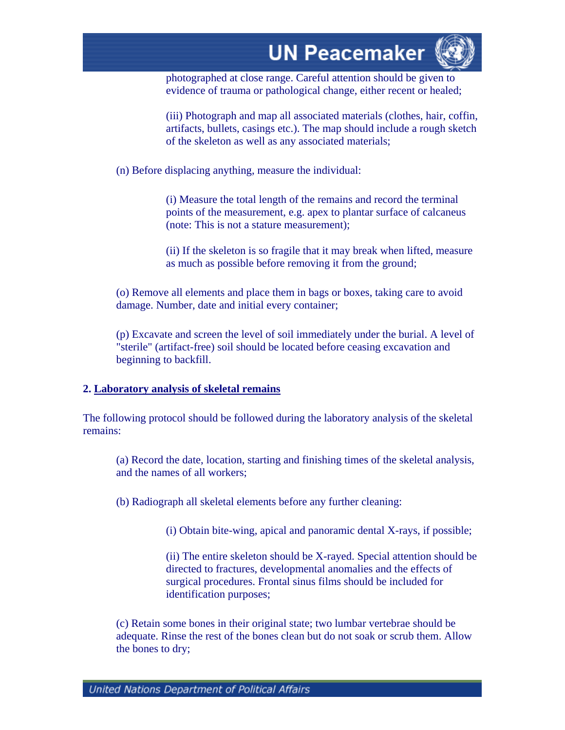photographed at close range. Careful attention should be given to evidence of trauma or pathological change, either recent or healed;

(iii) Photograph and map all associated materials (clothes, hair, coffin, artifacts, bullets, casings etc.). The map should include a rough sketch of the skeleton as well as any associated materials;

(n) Before displacing anything, measure the individual:

(i) Measure the total length of the remains and record the terminal points of the measurement, e.g. apex to plantar surface of calcaneus (note: This is not a stature measurement);

(ii) If the skeleton is so fragile that it may break when lifted, measure as much as possible before removing it from the ground;

(o) Remove all elements and place them in bags or boxes, taking care to avoid damage. Number, date and initial every container;

(p) Excavate and screen the level of soil immediately under the burial. A level of "sterile" (artifact-free) soil should be located before ceasing excavation and beginning to backfill.

**2. Laboratory analysis of skeletal remains**

The following protocol should be followed during the laboratory analysis of the skeletal remains:

(a) Record the date, location, starting and finishing times of the skeletal analysis, and the names of all workers;

(b) Radiograph all skeletal elements before any further cleaning:

(i) Obtain bite-wing, apical and panoramic dental X-rays, if possible;

(ii) The entire skeleton should be X-rayed. Special attention should be directed to fractures, developmental anomalies and the effects of surgical procedures. Frontal sinus films should be included for identification purposes;

(c) Retain some bones in their original state; two lumbar vertebrae should be adequate. Rinse the rest of the bones clean but do not soak or scrub them. Allow the bones to dry;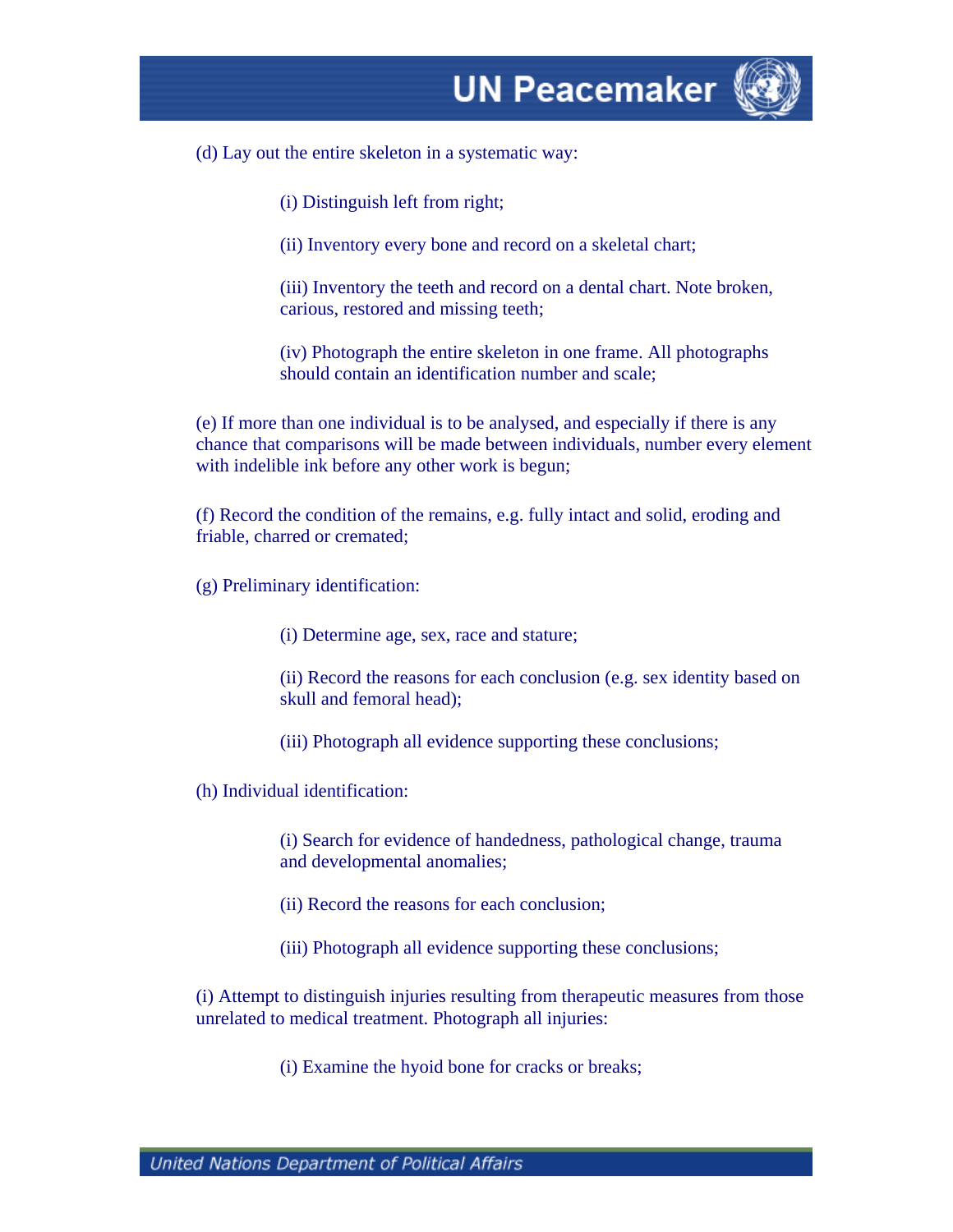(d) Lay out the entire skeleton in a systematic way:

> (i) Distinguish left from right;
>
> (ii) Inventory every bone and record on a skeletal chart;
>
> (iii) Inventory the teeth and record on a dental chart. Note broken, carious, restored and missing teeth;
>
> (iv) Photograph the entire skeleton in one frame. All photographs should contain an identification number and scale;

(e) If more than one individual is to be analysed, and especially if there is any chance that comparisons will be made between individuals, number every element with indelible ink before any other work is begun;

(f) Record the condition of the remains, e.g. fully intact and solid, eroding and friable, charred or cremated;

(g) Preliminary identification:

> (i) Determine age, sex, race and stature;
>
> (ii) Record the reasons for each conclusion (e.g. sex identity based on skull and femoral head);
>
> (iii) Photograph all evidence supporting these conclusions;

(h) Individual identification:

> (i) Search for evidence of handedness, pathological change, trauma and developmental anomalies;
>
> (ii) Record the reasons for each conclusion;
>
> (iii) Photograph all evidence supporting these conclusions;

(i) Attempt to distinguish injuries resulting from therapeutic measures from those unrelated to medical treatment. Photograph all injuries:

> (i) Examine the hyoid bone for cracks or breaks;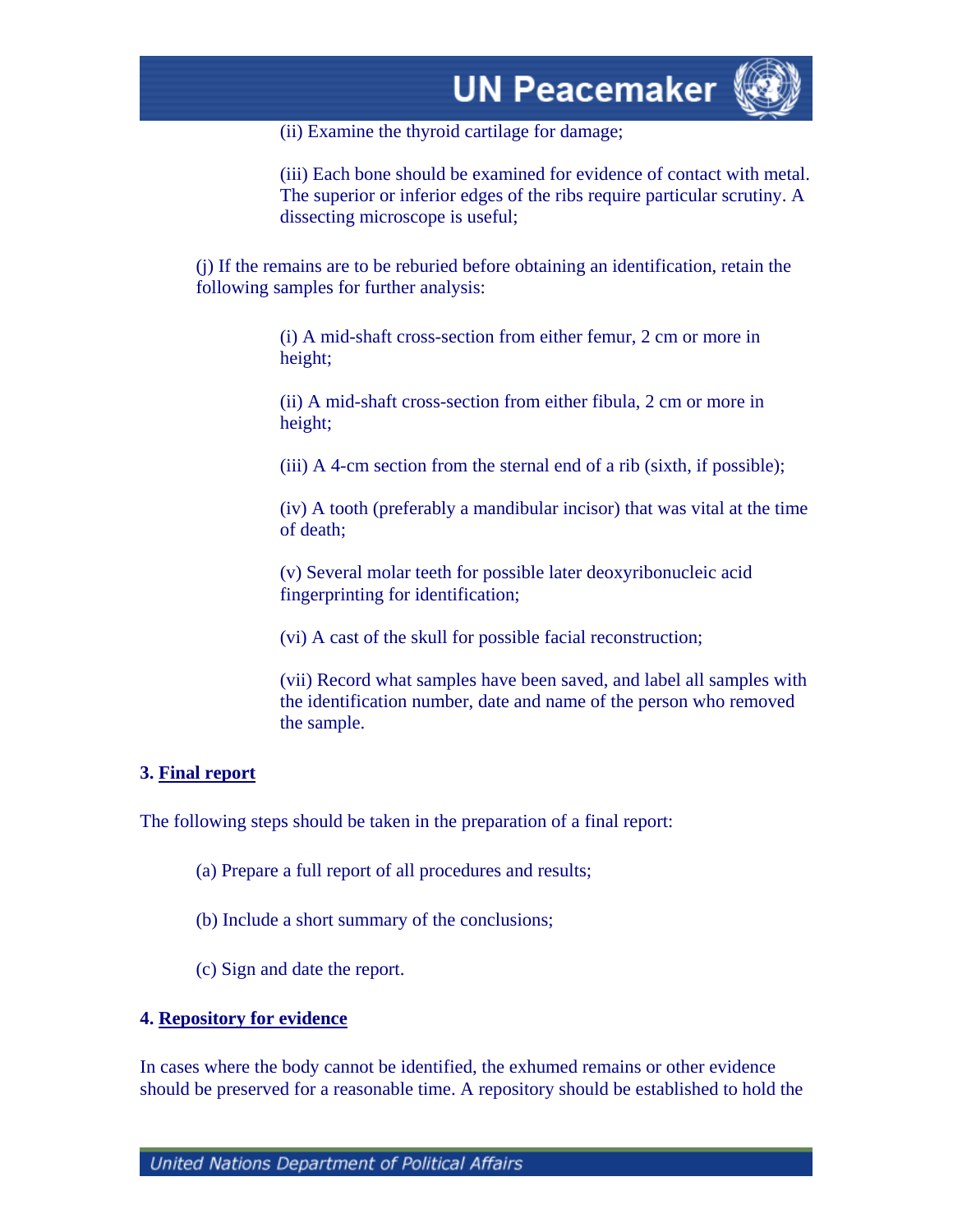(ii) Examine the thyroid cartilage for damage;

(iii) Each bone should be examined for evidence of contact with metal. The superior or inferior edges of the ribs require particular scrutiny. A dissecting microscope is useful;

(j) If the remains are to be reburied before obtaining an identification, retain the following samples for further analysis:

(i) A mid-shaft cross-section from either femur, 2 cm or more in height;

(ii) A mid-shaft cross-section from either fibula, 2 cm or more in height;

(iii) A 4-cm section from the sternal end of a rib (sixth, if possible);

(iv) A tooth (preferably a mandibular incisor) that was vital at the time of death;

(v) Several molar teeth for possible later deoxyribonucleic acid fingerprinting for identification;

(vi) A cast of the skull for possible facial reconstruction;

(vii) Record what samples have been saved, and label all samples with the identification number, date and name of the person who removed the sample.

### 3. Final report

The following steps should be taken in the preparation of a final report:

(a) Prepare a full report of all procedures and results;

(b) Include a short summary of the conclusions;

(c) Sign and date the report.

### 4. Repository for evidence

In cases where the body cannot be identified, the exhumed remains or other evidence should be preserved for a reasonable time. A repository should be established to hold the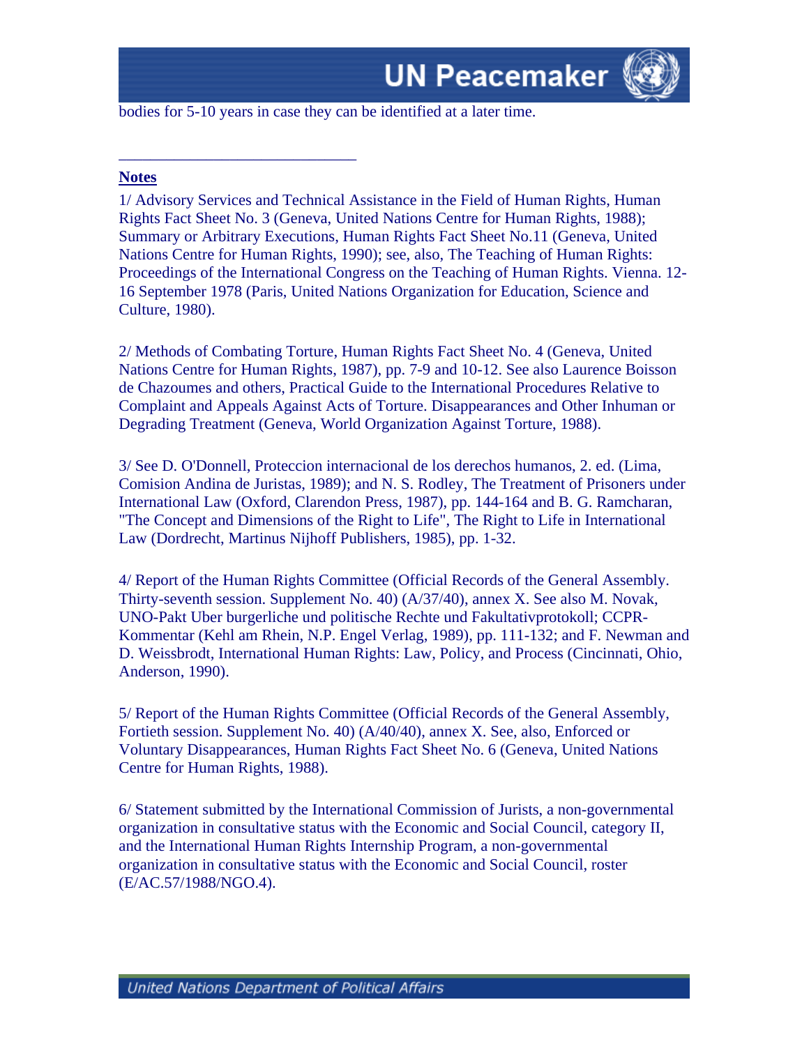bodies for 5-10 years in case they can be identified at a later time.

______________________________

**Notes**

1/ Advisory Services and Technical Assistance in the Field of Human Rights, Human Rights Fact Sheet No. 3 (Geneva, United Nations Centre for Human Rights, 1988); Summary or Arbitrary Executions, Human Rights Fact Sheet No.11 (Geneva, United Nations Centre for Human Rights, 1990); see, also, The Teaching of Human Rights: Proceedings of the International Congress on the Teaching of Human Rights. Vienna. 12-16 September 1978 (Paris, United Nations Organization for Education, Science and Culture, 1980).

2/ Methods of Combating Torture, Human Rights Fact Sheet No. 4 (Geneva, United Nations Centre for Human Rights, 1987), pp. 7-9 and 10-12. See also Laurence Boisson de Chazoumes and others, Practical Guide to the International Procedures Relative to Complaint and Appeals Against Acts of Torture. Disappearances and Other Inhuman or Degrading Treatment (Geneva, World Organization Against Torture, 1988).

3/ See D. O'Donnell, Proteccion internacional de los derechos humanos, 2. ed. (Lima, Comision Andina de Juristas, 1989); and N. S. Rodley, The Treatment of Prisoners under International Law (Oxford, Clarendon Press, 1987), pp. 144-164 and B. G. Ramcharan, "The Concept and Dimensions of the Right to Life", The Right to Life in International Law (Dordrecht, Martinus Nijhoff Publishers, 1985), pp. 1-32.

4/ Report of the Human Rights Committee (Official Records of the General Assembly. Thirty-seventh session. Supplement No. 40) (A/37/40), annex X. See also M. Novak, UNO-Pakt Uber burgerliche und politische Rechte und Fakultativprotokoll; CCPR-Kommentar (Kehl am Rhein, N.P. Engel Verlag, 1989), pp. 111-132; and F. Newman and D. Weissbrodt, International Human Rights: Law, Policy, and Process (Cincinnati, Ohio, Anderson, 1990).

5/ Report of the Human Rights Committee (Official Records of the General Assembly, Fortieth session. Supplement No. 40) (A/40/40), annex X. See, also, Enforced or Voluntary Disappearances, Human Rights Fact Sheet No. 6 (Geneva, United Nations Centre for Human Rights, 1988).

6/ Statement submitted by the International Commission of Jurists, a non-governmental organization in consultative status with the Economic and Social Council, category II, and the International Human Rights Internship Program, a non-governmental organization in consultative status with the Economic and Social Council, roster (E/AC.57/1988/NGO.4).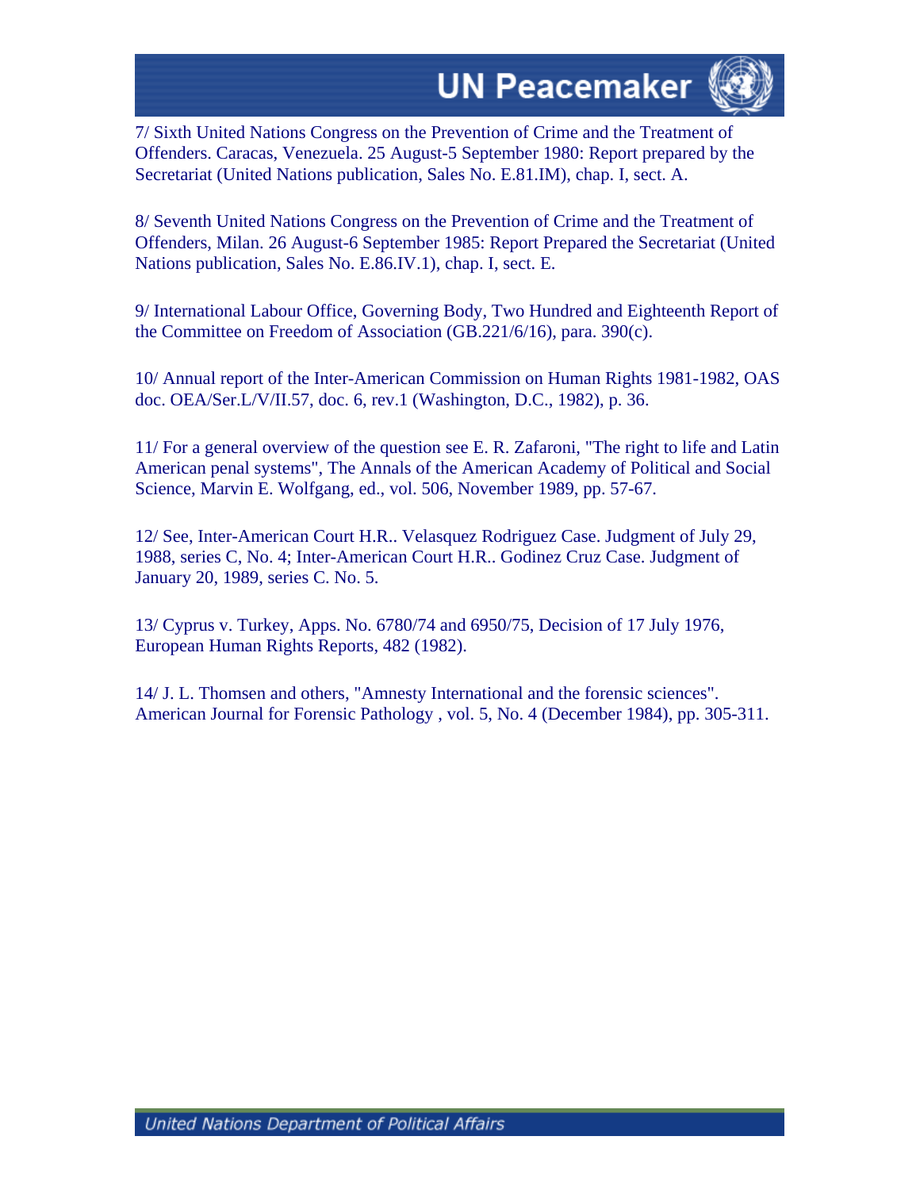7/ Sixth United Nations Congress on the Prevention of Crime and the Treatment of Offenders. Caracas, Venezuela. 25 August-5 September 1980: Report prepared by the Secretariat (United Nations publication, Sales No. E.81.IM), chap. I, sect. A.

8/ Seventh United Nations Congress on the Prevention of Crime and the Treatment of Offenders, Milan. 26 August-6 September 1985: Report Prepared the Secretariat (United Nations publication, Sales No. E.86.IV.1), chap. I, sect. E.

9/ International Labour Office, Governing Body, Two Hundred and Eighteenth Report of the Committee on Freedom of Association (GB.221/6/16), para. 390(c).

10/ Annual report of the Inter-American Commission on Human Rights 1981-1982, OAS doc. OEA/Ser.L/V/II.57, doc. 6, rev.1 (Washington, D.C., 1982), p. 36.

11/ For a general overview of the question see E. R. Zafaroni, "The right to life and Latin American penal systems", The Annals of the American Academy of Political and Social Science, Marvin E. Wolfgang, ed., vol. 506, November 1989, pp. 57-67.

12/ See, Inter-American Court H.R.. Velasquez Rodriguez Case. Judgment of July 29, 1988, series C, No. 4; Inter-American Court H.R.. Godinez Cruz Case. Judgment of January 20, 1989, series C. No. 5.

13/ Cyprus v. Turkey, Apps. No. 6780/74 and 6950/75, Decision of 17 July 1976, European Human Rights Reports, 482 (1982).

14/ J. L. Thomsen and others, "Amnesty International and the forensic sciences". American Journal for Forensic Pathology , vol. 5, No. 4 (December 1984), pp. 305-311.